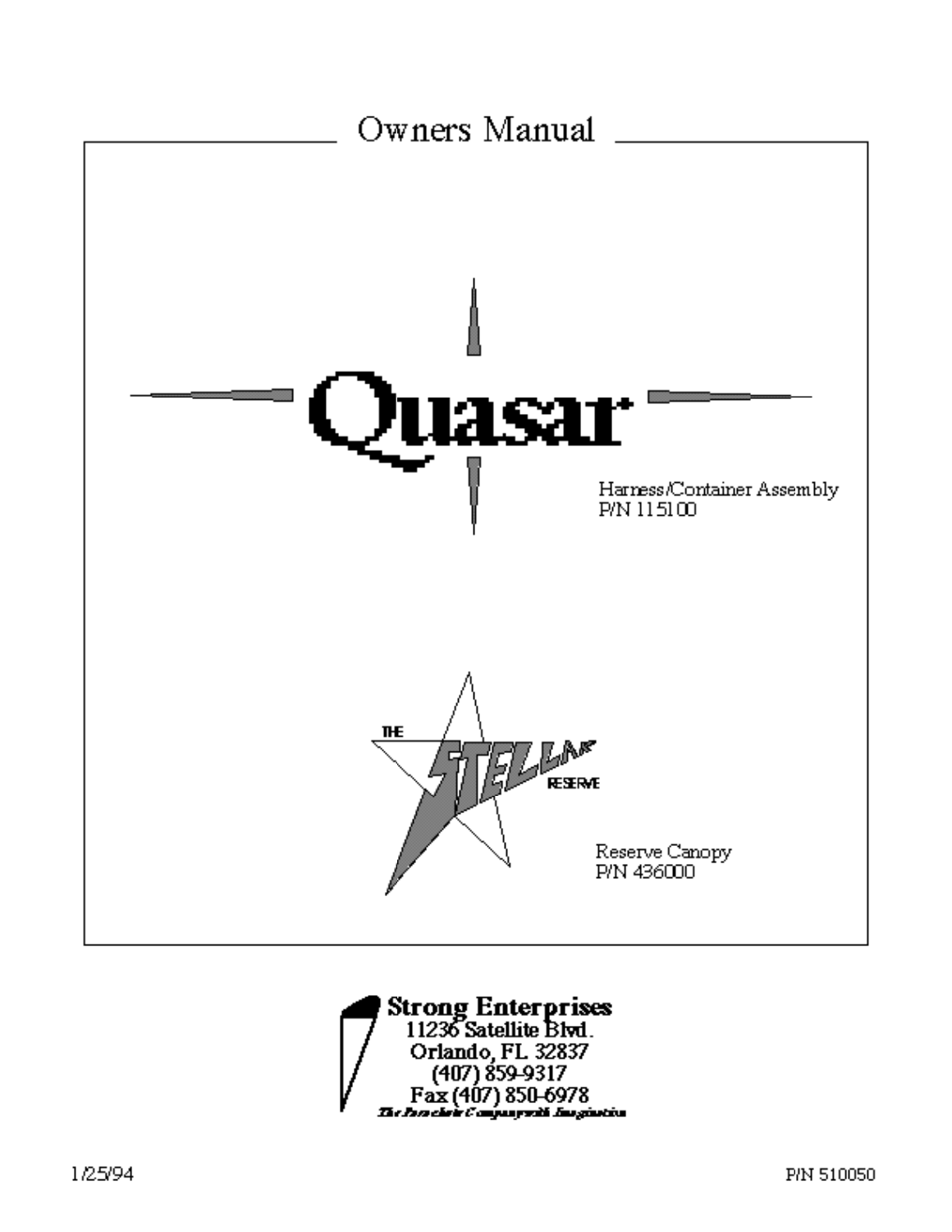# Owners Manual

# Quasar

Harness/Container Assembly
P/N 115100

THE STELLAR RESERVE

Reserve Canopy
P/N 436000

**Strong Enterprises**
11236 Satellite Blvd.
Orlando, FL 32837
(407) 859-9317
Fax (407) 850-6978
*The Parachute Company with Imagination*

1/25/94

P/N 510050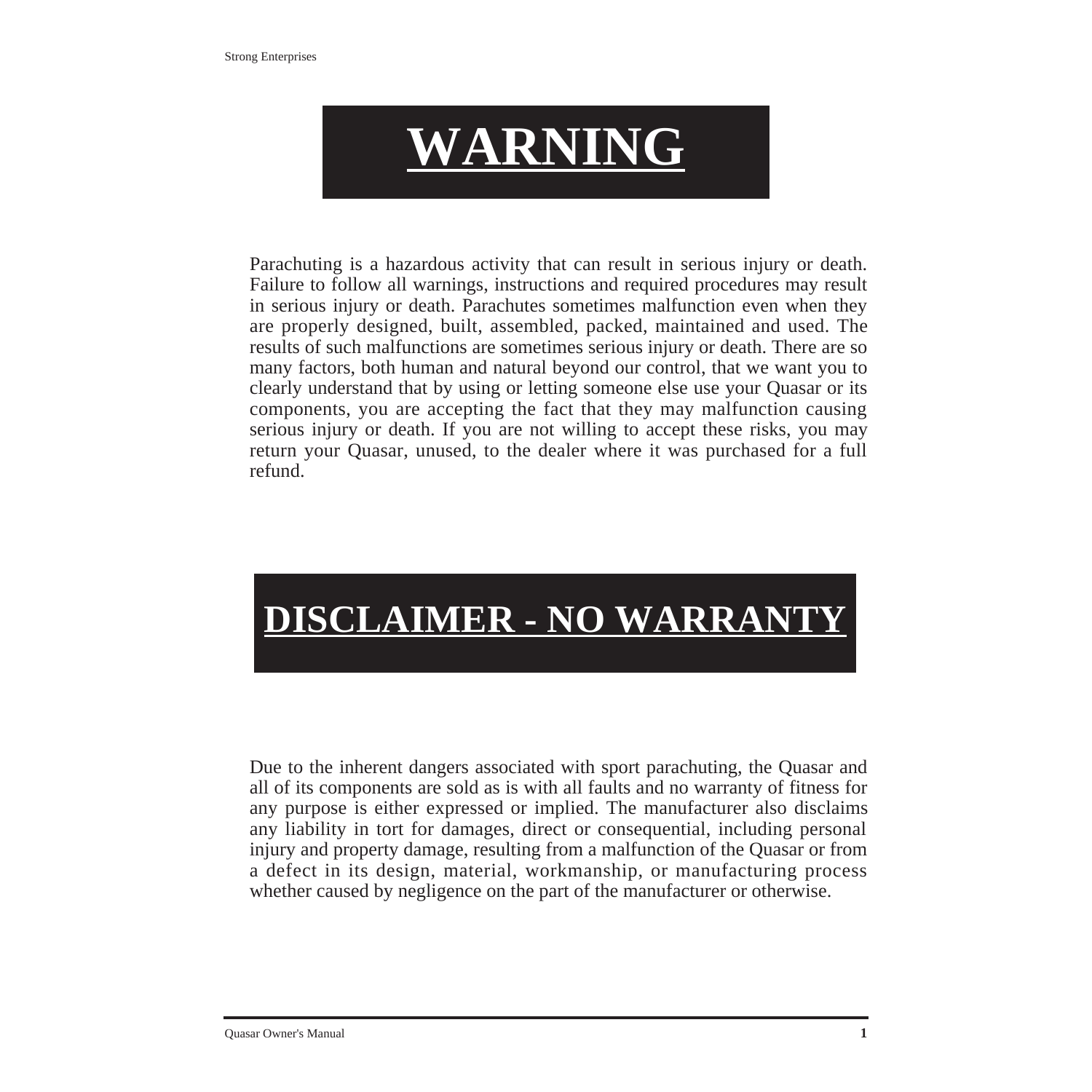# WARNING

Parachuting is a hazardous activity that can result in serious injury or death. Failure to follow all warnings, instructions and required procedures may result in serious injury or death. Parachutes sometimes malfunction even when they are properly designed, built, assembled, packed, maintained and used. The results of such malfunctions are sometimes serious injury or death. There are so many factors, both human and natural beyond our control, that we want you to clearly understand that by using or letting someone else use your Quasar or its components, you are accepting the fact that they may malfunction causing serious injury or death. If you are not willing to accept these risks, you may return your Quasar, unused, to the dealer where it was purchased for a full refund.

# DISCLAIMER - NO WARRANTY

Due to the inherent dangers associated with sport parachuting, the Quasar and all of its components are sold as is with all faults and no warranty of fitness for any purpose is either expressed or implied. The manufacturer also disclaims any liability in tort for damages, direct or consequential, including personal injury and property damage, resulting from a malfunction of the Quasar or from a defect in its design, material, workmanship, or manufacturing process whether caused by negligence on the part of the manufacturer or otherwise.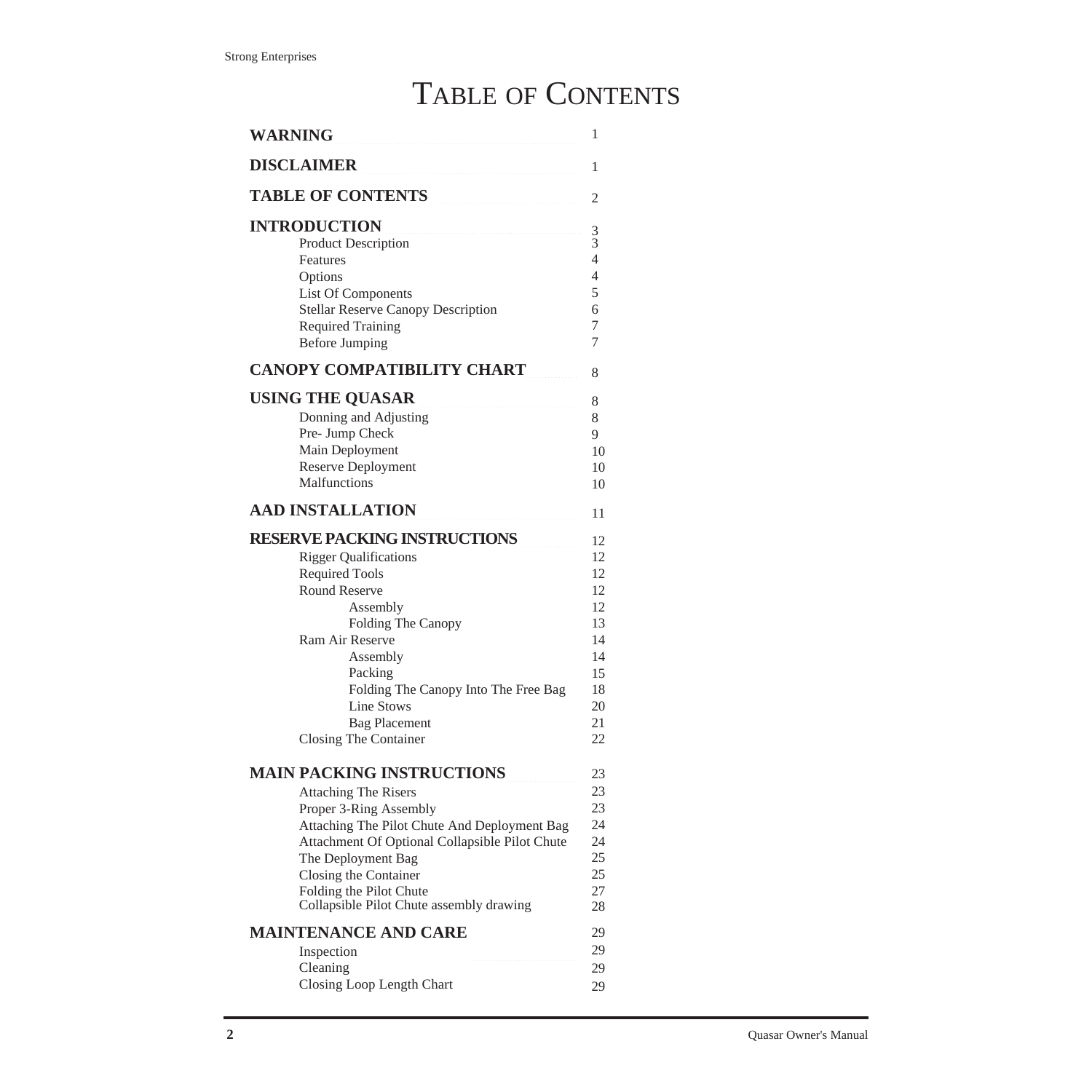# TABLE OF CONTENTS

| | |
|---|---|
| **WARNING** | 1 |
| **DISCLAIMER** | 1 |
| **TABLE OF CONTENTS** | 2 |
| **INTRODUCTION** | 3 |
| Product Description | 3 |
| Features | 4 |
| Options | 4 |
| List Of Components | 5 |
| Stellar Reserve Canopy Description | 6 |
| Required Training | 7 |
| Before Jumping | 7 |
| **CANOPY COMPATIBILITY CHART** | 8 |
| **USING THE QUASAR** | 8 |
| Donning and Adjusting | 8 |
| Pre- Jump Check | 9 |
| Main Deployment | 10 |
| Reserve Deployment | 10 |
| Malfunctions | 10 |
| **AAD INSTALLATION** | 11 |
| **RESERVE PACKING INSTRUCTIONS** | 12 |
| Rigger Qualifications | 12 |
| Required Tools | 12 |
| Round Reserve | 12 |
| Assembly | 12 |
| Folding The Canopy | 13 |
| Ram Air Reserve | 14 |
| Assembly | 14 |
| Packing | 15 |
| Folding The Canopy Into The Free Bag | 18 |
| Line Stows | 20 |
| Bag Placement | 21 |
| Closing The Container | 22 |
| **MAIN PACKING INSTRUCTIONS** | 23 |
| Attaching The Risers | 23 |
| Proper 3-Ring Assembly | 23 |
| Attaching The Pilot Chute And Deployment Bag | 24 |
| Attachment Of Optional Collapsible Pilot Chute | 24 |
| The Deployment Bag | 25 |
| Closing the Container | 25 |
| Folding the Pilot Chute | 27 |
| Collapsible Pilot Chute assembly drawing | 28 |
| **MAINTENANCE AND CARE** | 29 |
| Inspection | 29 |
| Cleaning | 29 |
| Closing Loop Length Chart | 29 |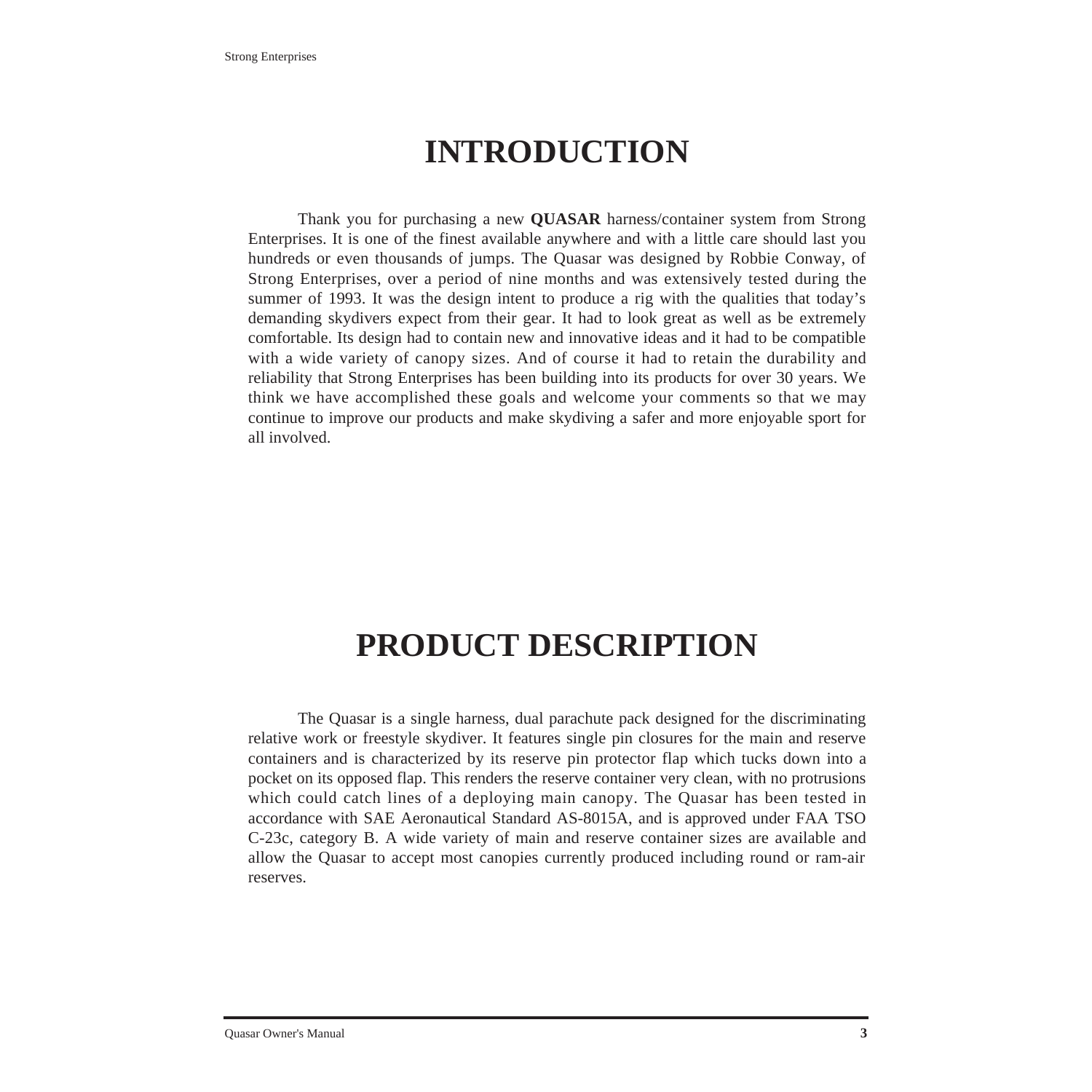# INTRODUCTION

Thank you for purchasing a new **QUASAR** harness/container system from Strong Enterprises. It is one of the finest available anywhere and with a little care should last you hundreds or even thousands of jumps. The Quasar was designed by Robbie Conway, of Strong Enterprises, over a period of nine months and was extensively tested during the summer of 1993. It was the design intent to produce a rig with the qualities that today's demanding skydivers expect from their gear. It had to look great as well as be extremely comfortable. Its design had to contain new and innovative ideas and it had to be compatible with a wide variety of canopy sizes. And of course it had to retain the durability and reliability that Strong Enterprises has been building into its products for over 30 years. We think we have accomplished these goals and welcome your comments so that we may continue to improve our products and make skydiving a safer and more enjoyable sport for all involved.

# PRODUCT DESCRIPTION

The Quasar is a single harness, dual parachute pack designed for the discriminating relative work or freestyle skydiver. It features single pin closures for the main and reserve containers and is characterized by its reserve pin protector flap which tucks down into a pocket on its opposed flap. This renders the reserve container very clean, with no protrusions which could catch lines of a deploying main canopy. The Quasar has been tested in accordance with SAE Aeronautical Standard AS-8015A, and is approved under FAA TSO C-23c, category B. A wide variety of main and reserve container sizes are available and allow the Quasar to accept most canopies currently produced including round or ram-air reserves.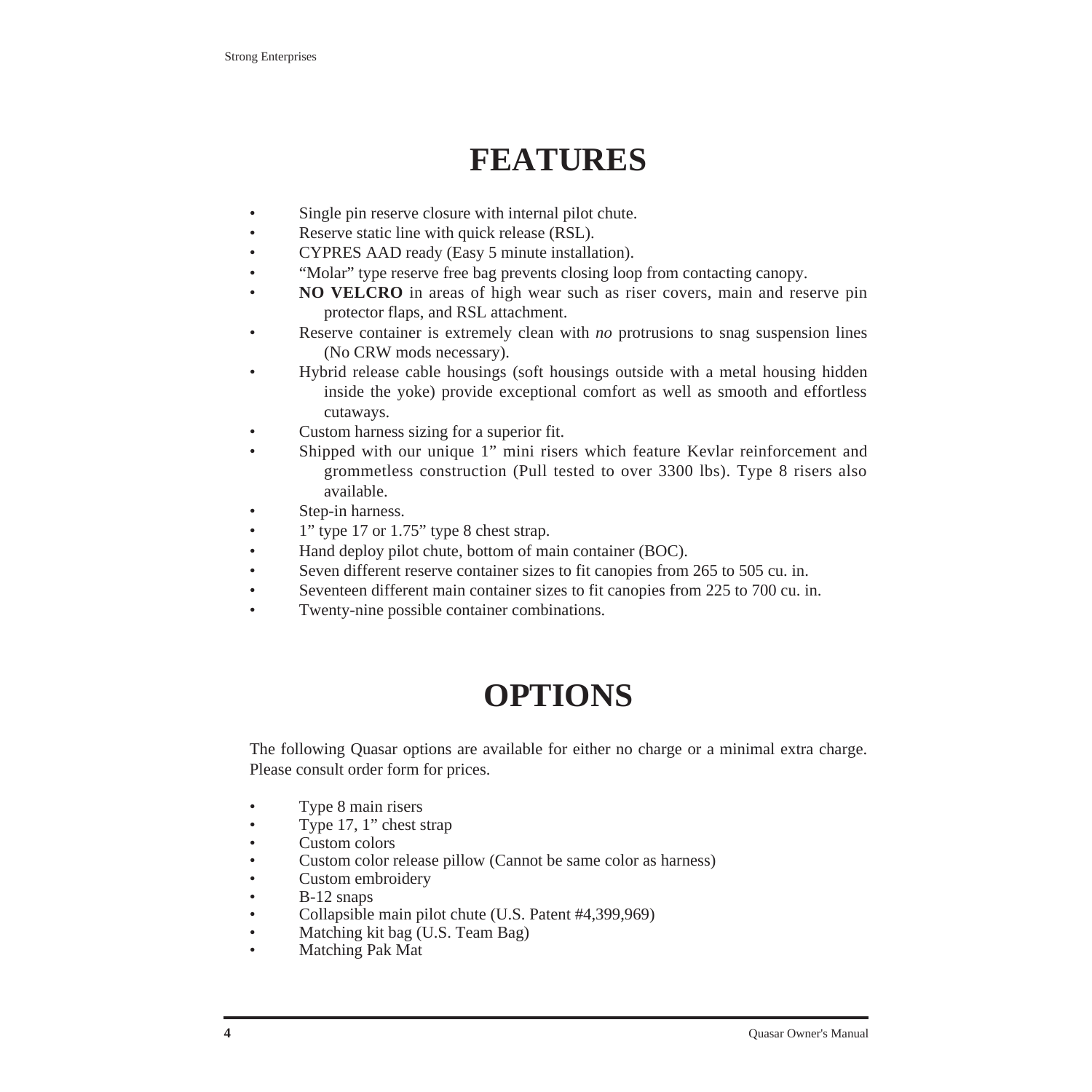# FEATURES

- Single pin reserve closure with internal pilot chute.
- Reserve static line with quick release (RSL).
- CYPRES AAD ready (Easy 5 minute installation).
- "Molar" type reserve free bag prevents closing loop from contacting canopy.
- **NO VELCRO** in areas of high wear such as riser covers, main and reserve pin protector flaps, and RSL attachment.
- Reserve container is extremely clean with *no* protrusions to snag suspension lines (No CRW mods necessary).
- Hybrid release cable housings (soft housings outside with a metal housing hidden inside the yoke) provide exceptional comfort as well as smooth and effortless cutaways.
- Custom harness sizing for a superior fit.
- Shipped with our unique 1" mini risers which feature Kevlar reinforcement and grommetless construction (Pull tested to over 3300 lbs). Type 8 risers also available.
- Step-in harness.
- 1" type 17 or 1.75" type 8 chest strap.
- Hand deploy pilot chute, bottom of main container (BOC).
- Seven different reserve container sizes to fit canopies from 265 to 505 cu. in.
- Seventeen different main container sizes to fit canopies from 225 to 700 cu. in.
- Twenty-nine possible container combinations.

# OPTIONS

The following Quasar options are available for either no charge or a minimal extra charge. Please consult order form for prices.

- Type 8 main risers
- Type 17, 1" chest strap
- Custom colors
- Custom color release pillow (Cannot be same color as harness)
- Custom embroidery
- B-12 snaps
- Collapsible main pilot chute (U.S. Patent #4,399,969)
- Matching kit bag (U.S. Team Bag)
- Matching Pak Mat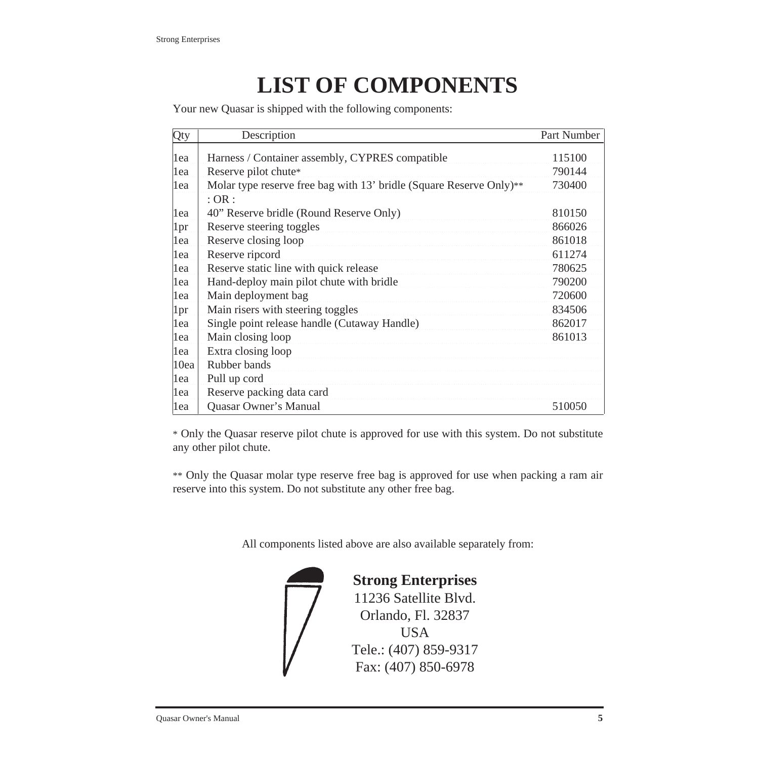# LIST OF COMPONENTS

Your new Quasar is shipped with the following components:

| Qty | Description | Part Number |
|---|---|---|
| 1ea | Harness / Container assembly, CYPRES compatible | 115100 |
| 1ea | Reserve pilot chute* | 790144 |
| 1ea | Molar type reserve free bag with 13’ bridle (Square Reserve Only)** | 730400 |
| | : OR : | |
| 1ea | 40” Reserve bridle (Round Reserve Only) | 810150 |
| 1pr | Reserve steering toggles | 866026 |
| 1ea | Reserve closing loop | 861018 |
| 1ea | Reserve ripcord | 611274 |
| 1ea | Reserve static line with quick release | 780625 |
| 1ea | Hand-deploy main pilot chute with bridle | 790200 |
| 1ea | Main deployment bag | 720600 |
| 1pr | Main risers with steering toggles | 834506 |
| 1ea | Single point release handle (Cutaway Handle) | 862017 |
| 1ea | Main closing loop | 861013 |
| 1ea | Extra closing loop | |
| 10ea | Rubber bands | |
| 1ea | Pull up cord | |
| 1ea | Reserve packing data card | |
| 1ea | Quasar Owner’s Manual | 510050 |

\* Only the Quasar reserve pilot chute is approved for use with this system. Do not substitute any other pilot chute.

\** Only the Quasar molar type reserve free bag is approved for use when packing a ram air reserve into this system. Do not substitute any other free bag.

All components listed above are also available separately from:

**Strong Enterprises**
11236 Satellite Blvd.
Orlando, Fl. 32837
USA
Tele.: (407) 859-9317
Fax: (407) 850-6978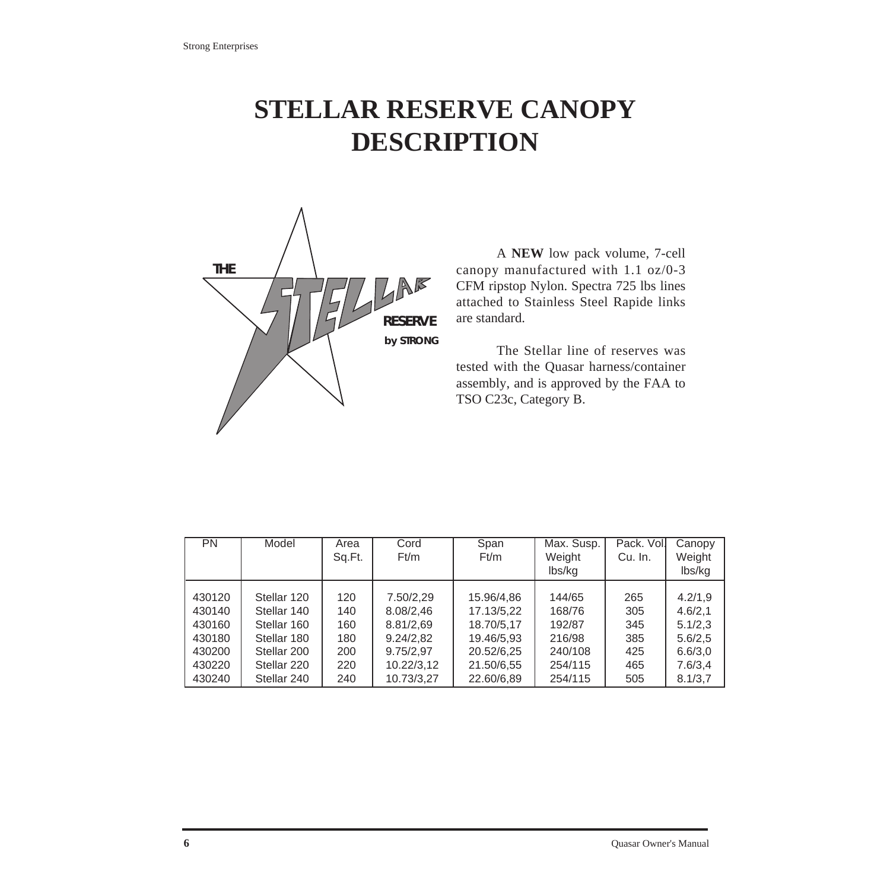# STELLAR RESERVE CANOPY DESCRIPTION

A **NEW** low pack volume, 7-cell canopy manufactured with 1.1 oz/0-3 CFM ripstop Nylon. Spectra 725 lbs lines attached to Stainless Steel Rapide links are standard.

The Stellar line of reserves was tested with the Quasar harness/container assembly, and is approved by the FAA to TSO C23c, Category B.

| PN | Model | Area Sq.Ft. | Cord Ft/m | Span Ft/m | Max. Susp. Weight lbs/kg | Pack. Vol. Cu. In. | Canopy Weight lbs/kg |
|---|---|---|---|---|---|---|---|
| 430120 | Stellar 120 | 120 | 7.50/2,29 | 15.96/4,86 | 144/65 | 265 | 4.2/1,9 |
| 430140 | Stellar 140 | 140 | 8.08/2,46 | 17.13/5,22 | 168/76 | 305 | 4.6/2,1 |
| 430160 | Stellar 160 | 160 | 8.81/2,69 | 18.70/5,17 | 192/87 | 345 | 5.1/2,3 |
| 430180 | Stellar 180 | 180 | 9.24/2,82 | 19.46/5,93 | 216/98 | 385 | 5.6/2,5 |
| 430200 | Stellar 200 | 200 | 9.75/2,97 | 20.52/6,25 | 240/108 | 425 | 6.6/3,0 |
| 430220 | Stellar 220 | 220 | 10.22/3,12 | 21.50/6,55 | 254/115 | 465 | 7.6/3,4 |
| 430240 | Stellar 240 | 240 | 10.73/3,27 | 22.60/6,89 | 254/115 | 505 | 8.1/3,7 |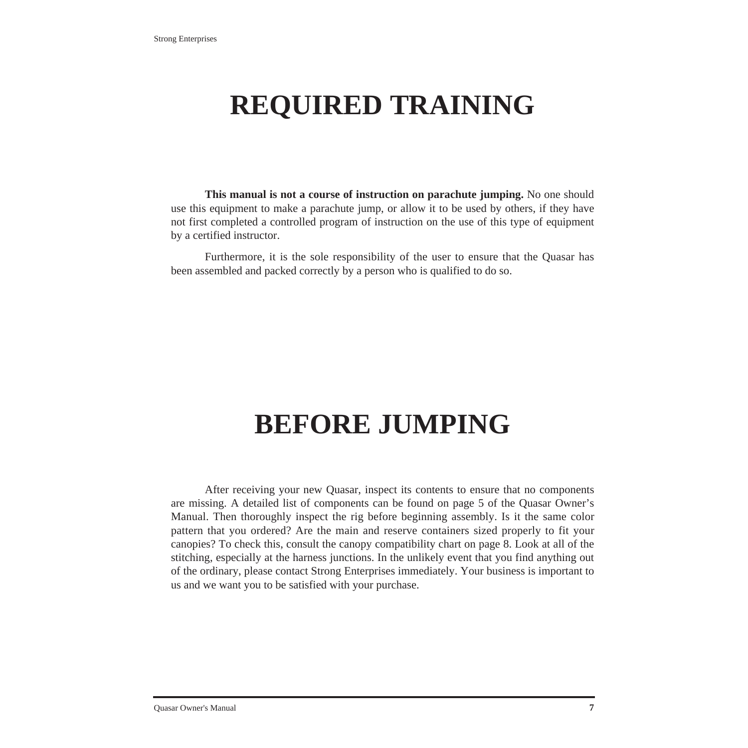# REQUIRED TRAINING

**This manual is not a course of instruction on parachute jumping.** No one should use this equipment to make a parachute jump, or allow it to be used by others, if they have not first completed a controlled program of instruction on the use of this type of equipment by a certified instructor.

Furthermore, it is the sole responsibility of the user to ensure that the Quasar has been assembled and packed correctly by a person who is qualified to do so.

# BEFORE JUMPING

After receiving your new Quasar, inspect its contents to ensure that no components are missing. A detailed list of components can be found on page 5 of the Quasar Owner's Manual. Then thoroughly inspect the rig before beginning assembly. Is it the same color pattern that you ordered? Are the main and reserve containers sized properly to fit your canopies? To check this, consult the canopy compatibility chart on page 8. Look at all of the stitching, especially at the harness junctions. In the unlikely event that you find anything out of the ordinary, please contact Strong Enterprises immediately. Your business is important to us and we want you to be satisfied with your purchase.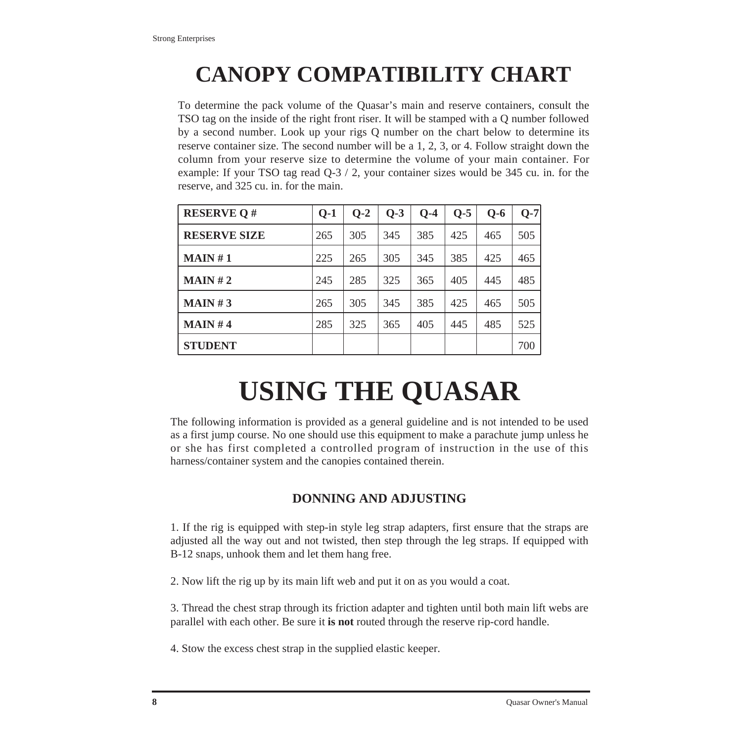# CANOPY COMPATIBILITY CHART

To determine the pack volume of the Quasar's main and reserve containers, consult the TSO tag on the inside of the right front riser. It will be stamped with a Q number followed by a second number. Look up your rigs Q number on the chart below to determine its reserve container size. The second number will be a 1, 2, 3, or 4. Follow straight down the column from your reserve size to determine the volume of your main container. For example: If your TSO tag read Q-3 / 2, your container sizes would be 345 cu. in. for the reserve, and 325 cu. in. for the main.

| RESERVE Q # | Q-1 | Q-2 | Q-3 | Q-4 | Q-5 | Q-6 | Q-7 |
|---|---|---|---|---|---|---|---|
| **RESERVE SIZE** | 265 | 305 | 345 | 385 | 425 | 465 | 505 |
| **MAIN # 1** | 225 | 265 | 305 | 345 | 385 | 425 | 465 |
| **MAIN # 2** | 245 | 285 | 325 | 365 | 405 | 445 | 485 |
| **MAIN # 3** | 265 | 305 | 345 | 385 | 425 | 465 | 505 |
| **MAIN # 4** | 285 | 325 | 365 | 405 | 445 | 485 | 525 |
| **STUDENT** | | | | | | | 700 |

# USING THE QUASAR

The following information is provided as a general guideline and is not intended to be used as a first jump course. No one should use this equipment to make a parachute jump unless he or she has first completed a controlled program of instruction in the use of this harness/container system and the canopies contained therein.

## DONNING AND ADJUSTING

1. If the rig is equipped with step-in style leg strap adapters, first ensure that the straps are adjusted all the way out and not twisted, then step through the leg straps. If equipped with B-12 snaps, unhook them and let them hang free.

2. Now lift the rig up by its main lift web and put it on as you would a coat.

3. Thread the chest strap through its friction adapter and tighten until both main lift webs are parallel with each other. Be sure it **is not** routed through the reserve rip-cord handle.

4. Stow the excess chest strap in the supplied elastic keeper.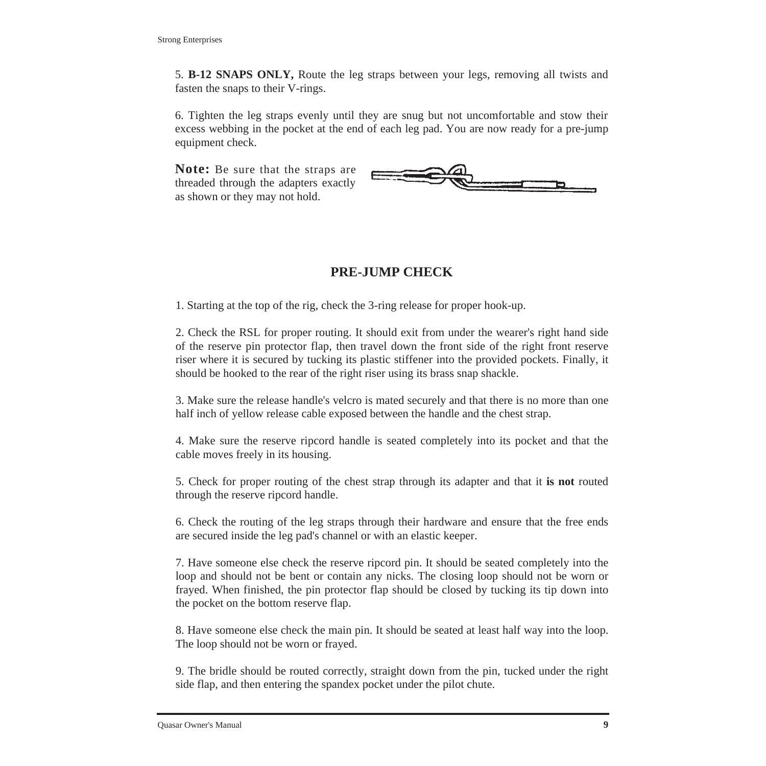5. **B-12 SNAPS ONLY,** Route the leg straps between your legs, removing all twists and fasten the snaps to their V-rings.

6. Tighten the leg straps evenly until they are snug but not uncomfortable and stow their excess webbing in the pocket at the end of each leg pad. You are now ready for a pre-jump equipment check.

**Note:** Be sure that the straps are threaded through the adapters exactly as shown or they may not hold.

## PRE-JUMP CHECK

1. Starting at the top of the rig, check the 3-ring release for proper hook-up.

2. Check the RSL for proper routing. It should exit from under the wearer's right hand side of the reserve pin protector flap, then travel down the front side of the right front reserve riser where it is secured by tucking its plastic stiffener into the provided pockets. Finally, it should be hooked to the rear of the right riser using its brass snap shackle.

3. Make sure the release handle's velcro is mated securely and that there is no more than one half inch of yellow release cable exposed between the handle and the chest strap.

4. Make sure the reserve ripcord handle is seated completely into its pocket and that the cable moves freely in its housing.

5. Check for proper routing of the chest strap through its adapter and that it **is not** routed through the reserve ripcord handle.

6. Check the routing of the leg straps through their hardware and ensure that the free ends are secured inside the leg pad's channel or with an elastic keeper.

7. Have someone else check the reserve ripcord pin. It should be seated completely into the loop and should not be bent or contain any nicks. The closing loop should not be worn or frayed. When finished, the pin protector flap should be closed by tucking its tip down into the pocket on the bottom reserve flap.

8. Have someone else check the main pin. It should be seated at least half way into the loop. The loop should not be worn or frayed.

9. The bridle should be routed correctly, straight down from the pin, tucked under the right side flap, and then entering the spandex pocket under the pilot chute.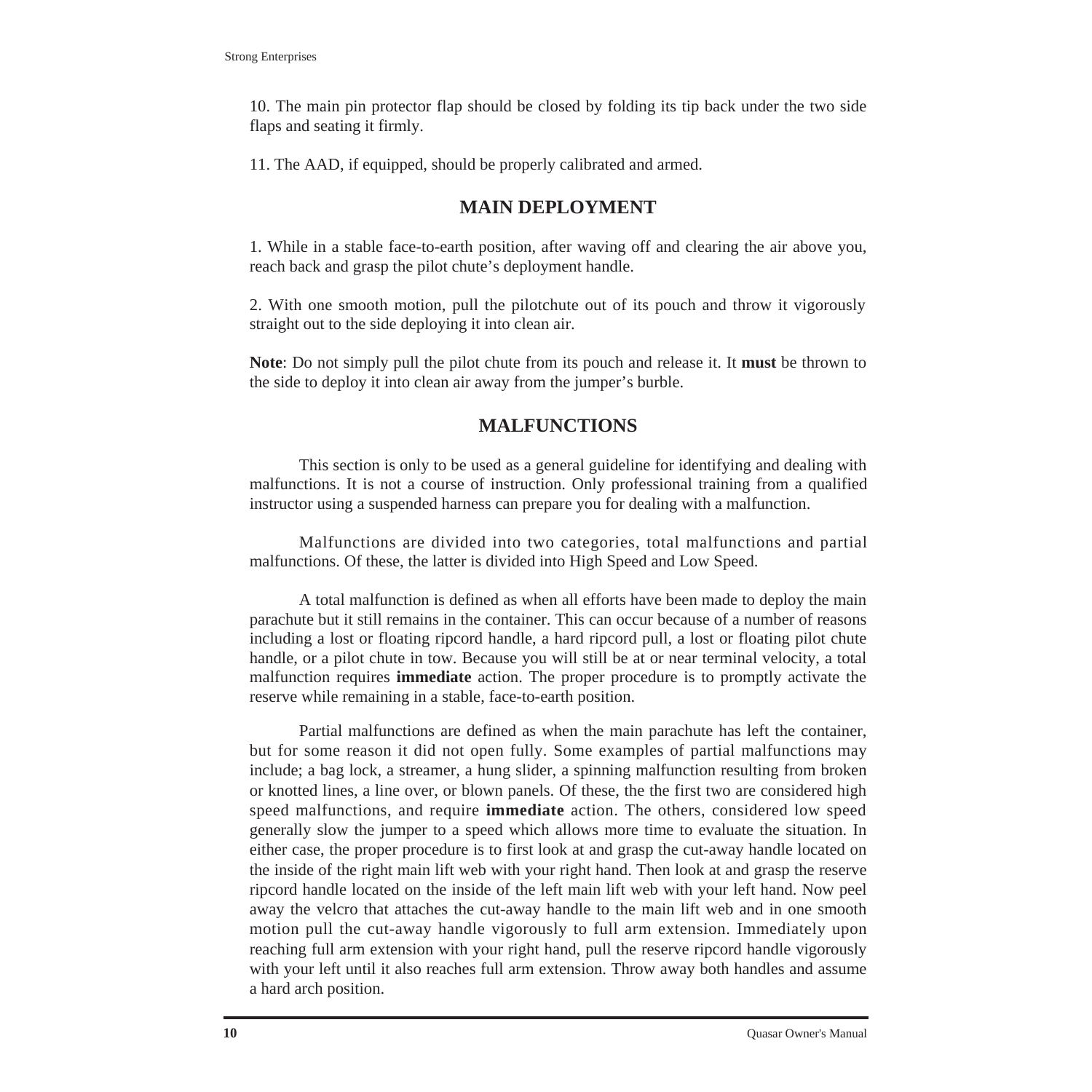10. The main pin protector flap should be closed by folding its tip back under the two side flaps and seating it firmly.

11. The AAD, if equipped, should be properly calibrated and armed.

## MAIN DEPLOYMENT

1. While in a stable face-to-earth position, after waving off and clearing the air above you, reach back and grasp the pilot chute's deployment handle.

2. With one smooth motion, pull the pilotchute out of its pouch and throw it vigorously straight out to the side deploying it into clean air.

**Note**: Do not simply pull the pilot chute from its pouch and release it. It **must** be thrown to the side to deploy it into clean air away from the jumper's burble.

## MALFUNCTIONS

This section is only to be used as a general guideline for identifying and dealing with malfunctions. It is not a course of instruction. Only professional training from a qualified instructor using a suspended harness can prepare you for dealing with a malfunction.

Malfunctions are divided into two categories, total malfunctions and partial malfunctions. Of these, the latter is divided into High Speed and Low Speed.

A total malfunction is defined as when all efforts have been made to deploy the main parachute but it still remains in the container. This can occur because of a number of reasons including a lost or floating ripcord handle, a hard ripcord pull, a lost or floating pilot chute handle, or a pilot chute in tow. Because you will still be at or near terminal velocity, a total malfunction requires **immediate** action. The proper procedure is to promptly activate the reserve while remaining in a stable, face-to-earth position.

Partial malfunctions are defined as when the main parachute has left the container, but for some reason it did not open fully. Some examples of partial malfunctions may include; a bag lock, a streamer, a hung slider, a spinning malfunction resulting from broken or knotted lines, a line over, or blown panels. Of these, the the first two are considered high speed malfunctions, and require **immediate** action. The others, considered low speed generally slow the jumper to a speed which allows more time to evaluate the situation. In either case, the proper procedure is to first look at and grasp the cut-away handle located on the inside of the right main lift web with your right hand. Then look at and grasp the reserve ripcord handle located on the inside of the left main lift web with your left hand. Now peel away the velcro that attaches the cut-away handle to the main lift web and in one smooth motion pull the cut-away handle vigorously to full arm extension. Immediately upon reaching full arm extension with your right hand, pull the reserve ripcord handle vigorously with your left until it also reaches full arm extension. Throw away both handles and assume a hard arch position.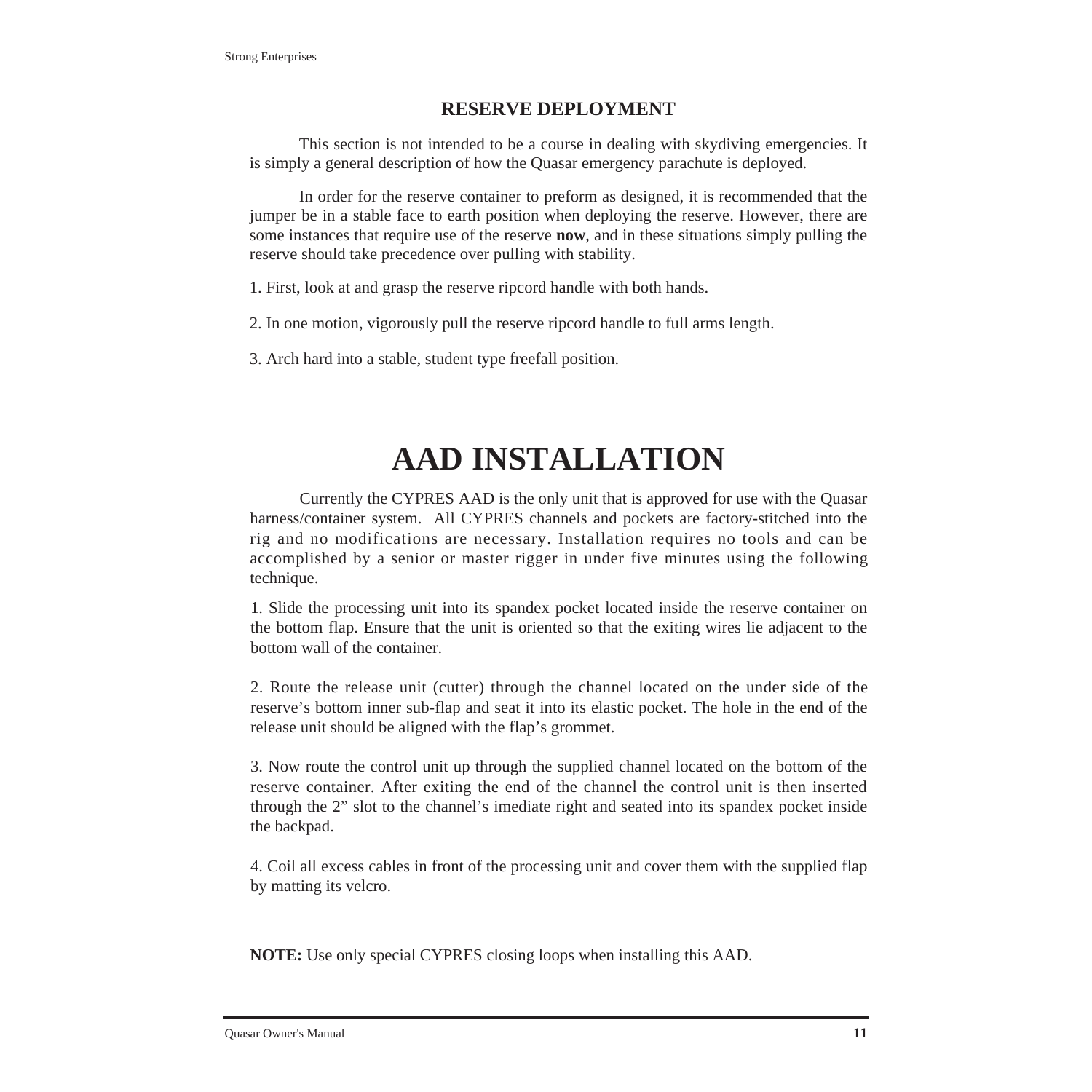## RESERVE DEPLOYMENT

This section is not intended to be a course in dealing with skydiving emergencies. It is simply a general description of how the Quasar emergency parachute is deployed.

In order for the reserve container to preform as designed, it is recommended that the jumper be in a stable face to earth position when deploying the reserve. However, there are some instances that require use of the reserve **now**, and in these situations simply pulling the reserve should take precedence over pulling with stability.

1. First, look at and grasp the reserve ripcord handle with both hands.

2. In one motion, vigorously pull the reserve ripcord handle to full arms length.

3. Arch hard into a stable, student type freefall position.

# AAD INSTALLATION

Currently the CYPRES AAD is the only unit that is approved for use with the Quasar harness/container system. All CYPRES channels and pockets are factory-stitched into the rig and no modifications are necessary. Installation requires no tools and can be accomplished by a senior or master rigger in under five minutes using the following technique.

1. Slide the processing unit into its spandex pocket located inside the reserve container on the bottom flap. Ensure that the unit is oriented so that the exiting wires lie adjacent to the bottom wall of the container.

2. Route the release unit (cutter) through the channel located on the under side of the reserve's bottom inner sub-flap and seat it into its elastic pocket. The hole in the end of the release unit should be aligned with the flap's grommet.

3. Now route the control unit up through the supplied channel located on the bottom of the reserve container. After exiting the end of the channel the control unit is then inserted through the 2" slot to the channel's imediate right and seated into its spandex pocket inside the backpad.

4. Coil all excess cables in front of the processing unit and cover them with the supplied flap by matting its velcro.

**NOTE:** Use only special CYPRES closing loops when installing this AAD.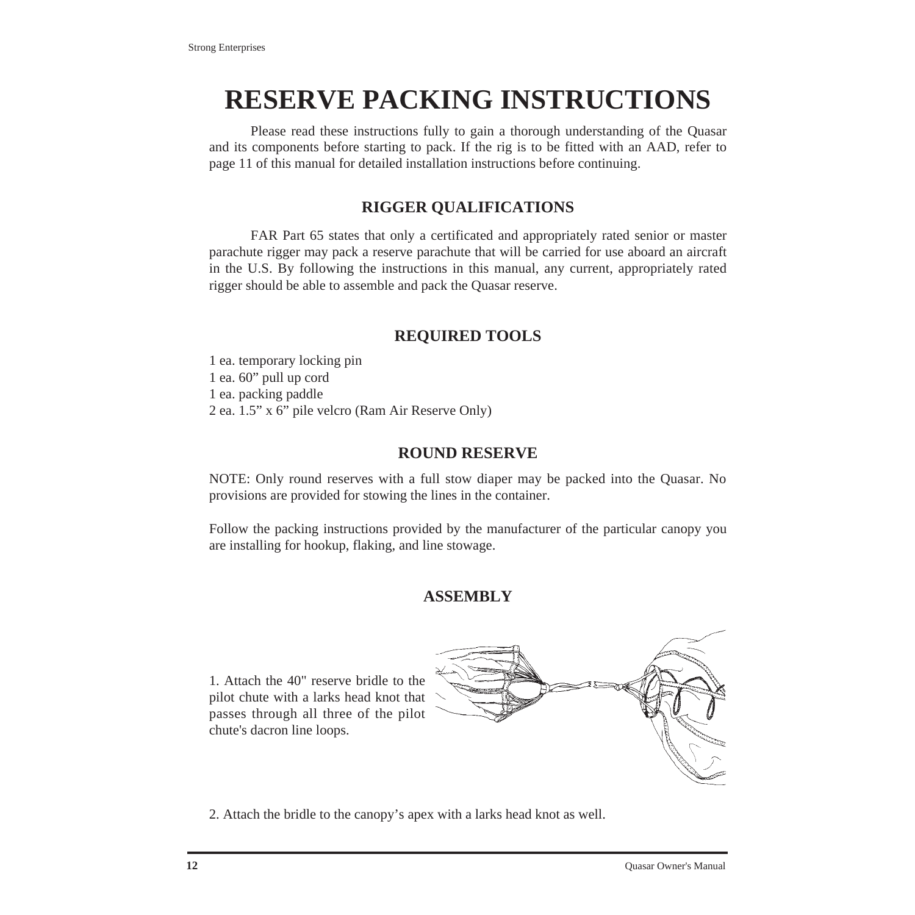# RESERVE PACKING INSTRUCTIONS

Please read these instructions fully to gain a thorough understanding of the Quasar and its components before starting to pack. If the rig is to be fitted with an AAD, refer to page 11 of this manual for detailed installation instructions before continuing.

## RIGGER QUALIFICATIONS

FAR Part 65 states that only a certificated and appropriately rated senior or master parachute rigger may pack a reserve parachute that will be carried for use aboard an aircraft in the U.S. By following the instructions in this manual, any current, appropriately rated rigger should be able to assemble and pack the Quasar reserve.

## REQUIRED TOOLS

1 ea. temporary locking pin
1 ea. 60" pull up cord
1 ea. packing paddle
2 ea. 1.5" x 6" pile velcro (Ram Air Reserve Only)

## ROUND RESERVE

NOTE: Only round reserves with a full stow diaper may be packed into the Quasar. No provisions are provided for stowing the lines in the container.

Follow the packing instructions provided by the manufacturer of the particular canopy you are installing for hookup, flaking, and line stowage.

## ASSEMBLY

1. Attach the 40" reserve bridle to the pilot chute with a larks head knot that passes through all three of the pilot chute's dacron line loops.

2. Attach the bridle to the canopy's apex with a larks head knot as well.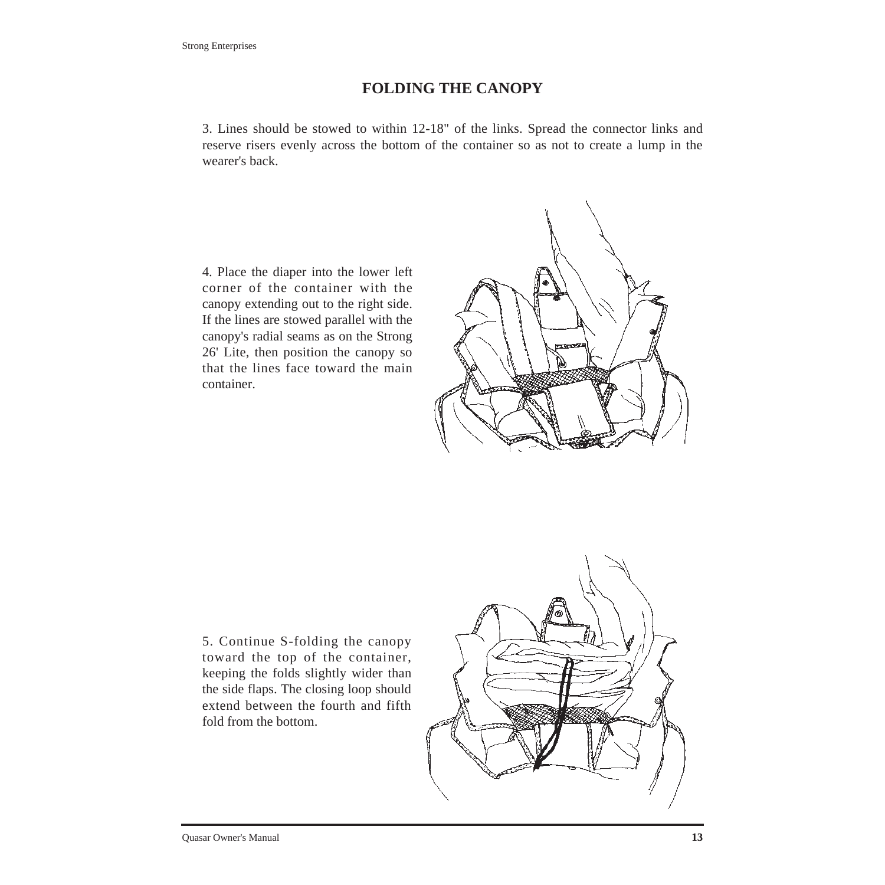## FOLDING THE CANOPY

3. Lines should be stowed to within 12-18" of the links. Spread the connector links and reserve risers evenly across the bottom of the container so as not to create a lump in the wearer's back.

4. Place the diaper into the lower left corner of the container with the canopy extending out to the right side. If the lines are stowed parallel with the canopy's radial seams as on the Strong 26' Lite, then position the canopy so that the lines face toward the main container.

5. Continue S-folding the canopy toward the top of the container, keeping the folds slightly wider than the side flaps. The closing loop should extend between the fourth and fifth fold from the bottom.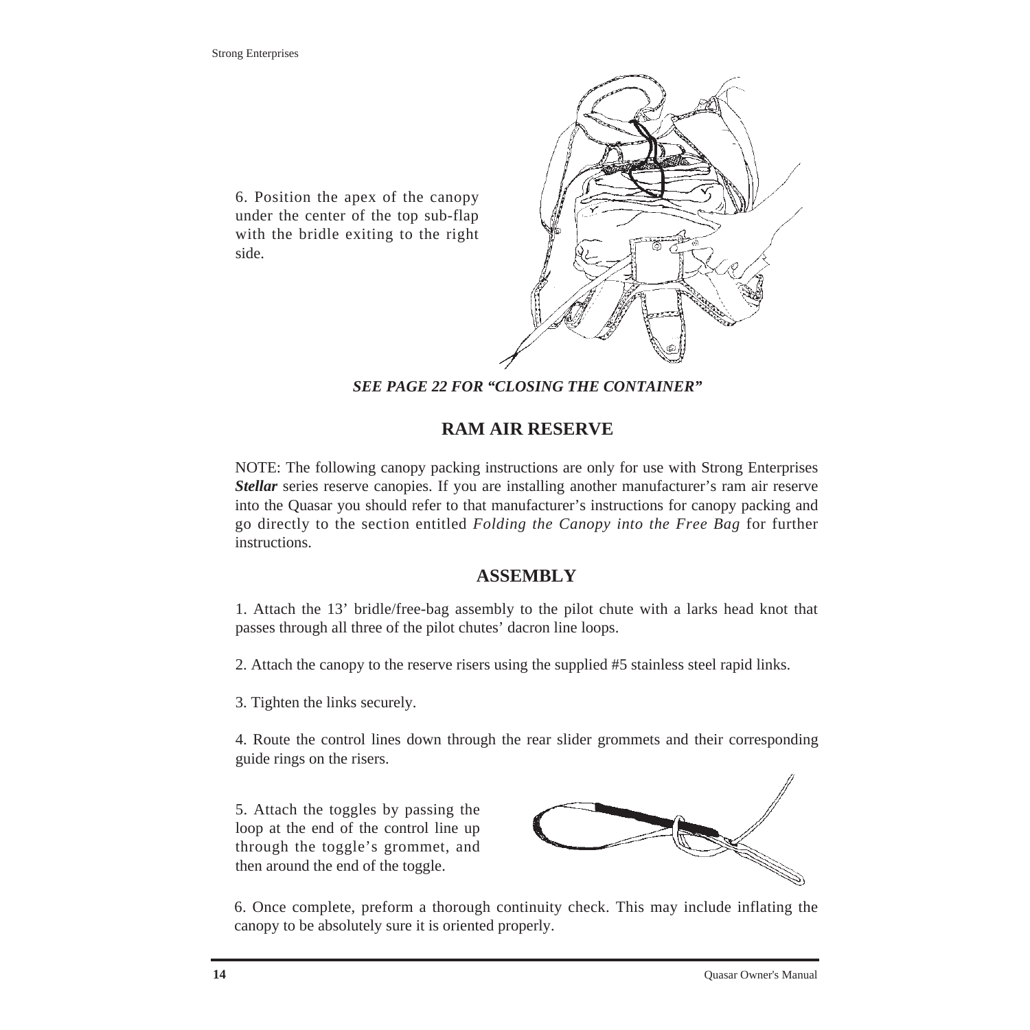6. Position the apex of the canopy under the center of the top sub-flap with the bridle exiting to the right side.

***SEE PAGE 22 FOR "CLOSING THE CONTAINER"***

## RAM AIR RESERVE

NOTE: The following canopy packing instructions are only for use with Strong Enterprises ***Stellar*** series reserve canopies. If you are installing another manufacturer's ram air reserve into the Quasar you should refer to that manufacturer's instructions for canopy packing and go directly to the section entitled *Folding the Canopy into the Free Bag* for further instructions.

## ASSEMBLY

1. Attach the 13' bridle/free-bag assembly to the pilot chute with a larks head knot that passes through all three of the pilot chutes' dacron line loops.

2. Attach the canopy to the reserve risers using the supplied #5 stainless steel rapid links.

3. Tighten the links securely.

4. Route the control lines down through the rear slider grommets and their corresponding guide rings on the risers.

5. Attach the toggles by passing the loop at the end of the control line up through the toggle's grommet, and then around the end of the toggle.

6. Once complete, preform a thorough continuity check. This may include inflating the canopy to be absolutely sure it is oriented properly.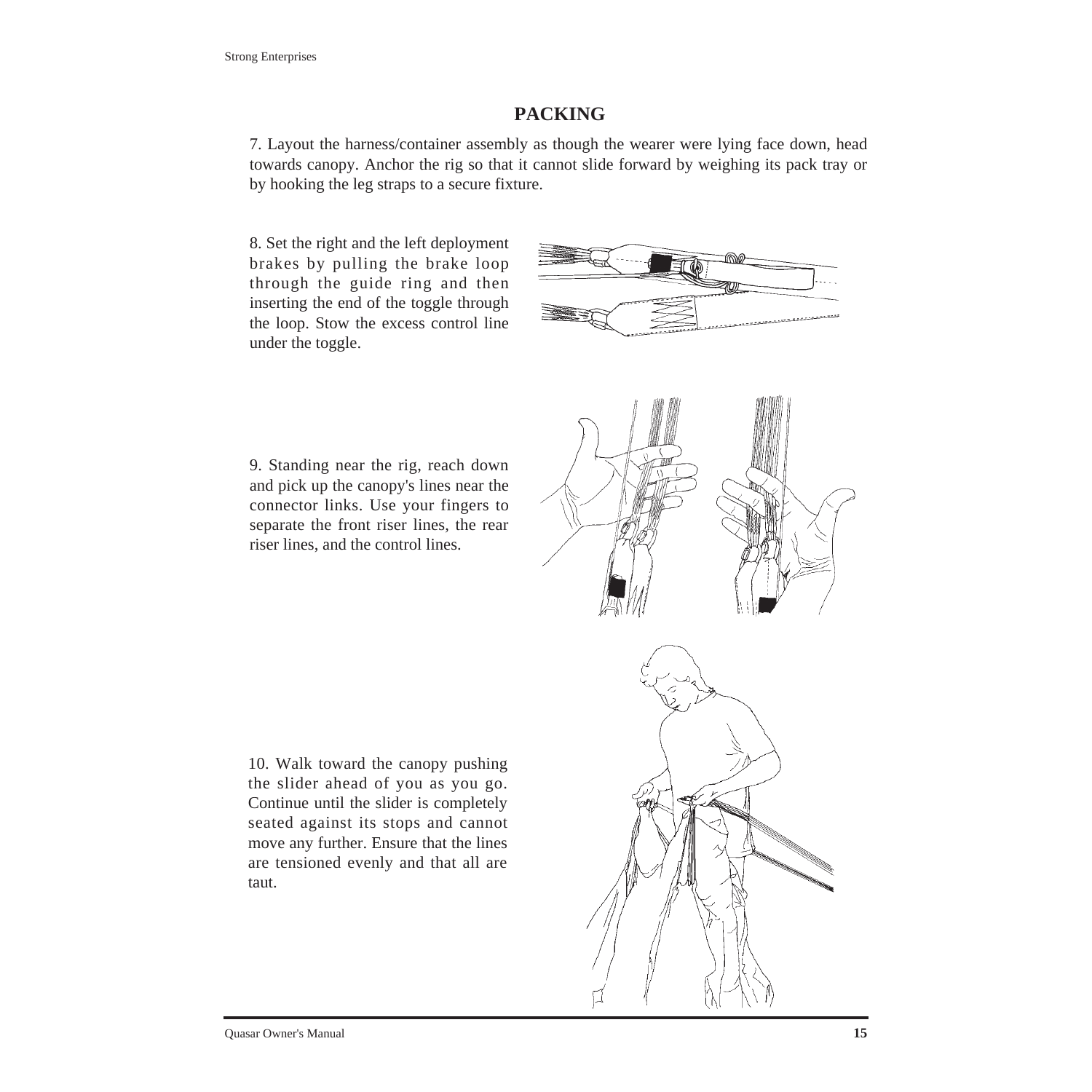## PACKING

7. Layout the harness/container assembly as though the wearer were lying face down, head towards canopy. Anchor the rig so that it cannot slide forward by weighing its pack tray or by hooking the leg straps to a secure fixture.

8. Set the right and the left deployment brakes by pulling the brake loop through the guide ring and then inserting the end of the toggle through the loop. Stow the excess control line under the toggle.

9. Standing near the rig, reach down and pick up the canopy's lines near the connector links. Use your fingers to separate the front riser lines, the rear riser lines, and the control lines.

10. Walk toward the canopy pushing the slider ahead of you as you go. Continue until the slider is completely seated against its stops and cannot move any further. Ensure that the lines are tensioned evenly and that all are taut.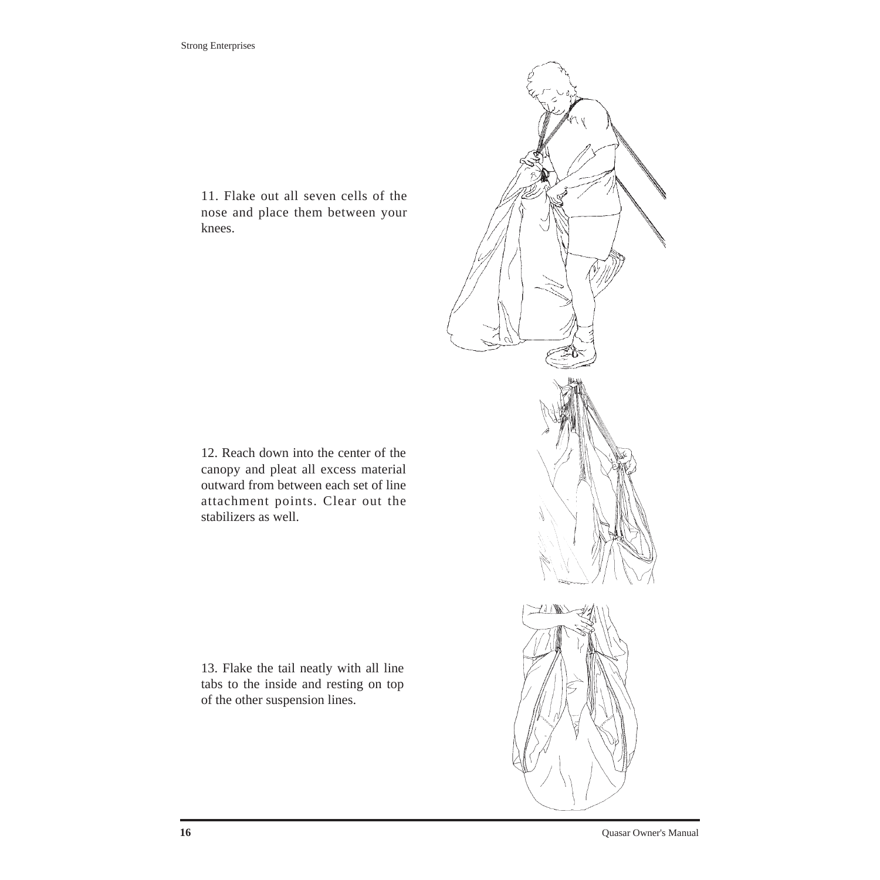11. Flake out all seven cells of the nose and place them between your knees.

12. Reach down into the center of the canopy and pleat all excess material outward from between each set of line attachment points. Clear out the stabilizers as well.

13. Flake the tail neatly with all line tabs to the inside and resting on top of the other suspension lines.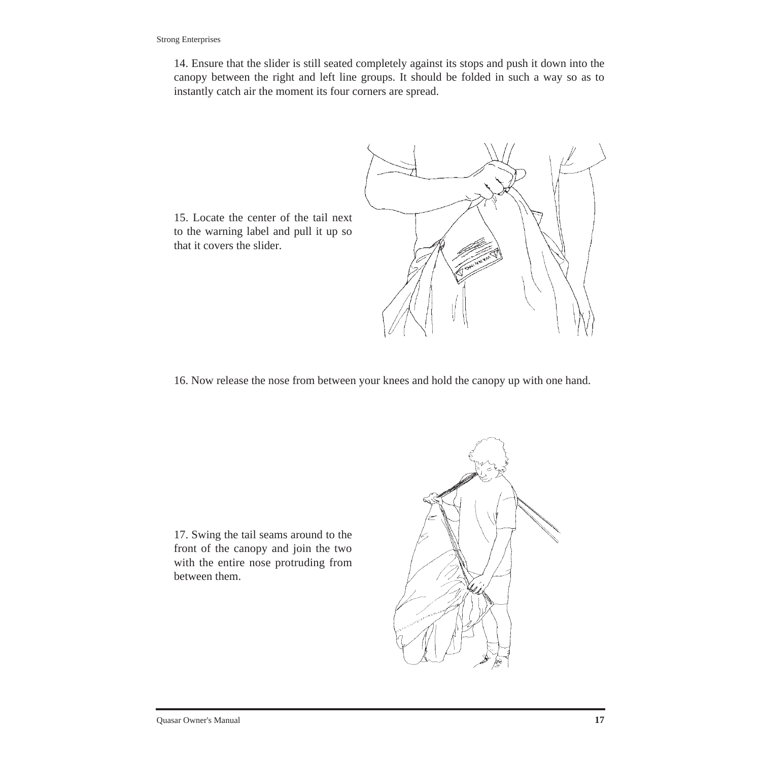14. Ensure that the slider is still seated completely against its stops and push it down into the canopy between the right and left line groups. It should be folded in such a way so as to instantly catch air the moment its four corners are spread.

15. Locate the center of the tail next to the warning label and pull it up so that it covers the slider.

16. Now release the nose from between your knees and hold the canopy up with one hand.

17. Swing the tail seams around to the front of the canopy and join the two with the entire nose protruding from between them.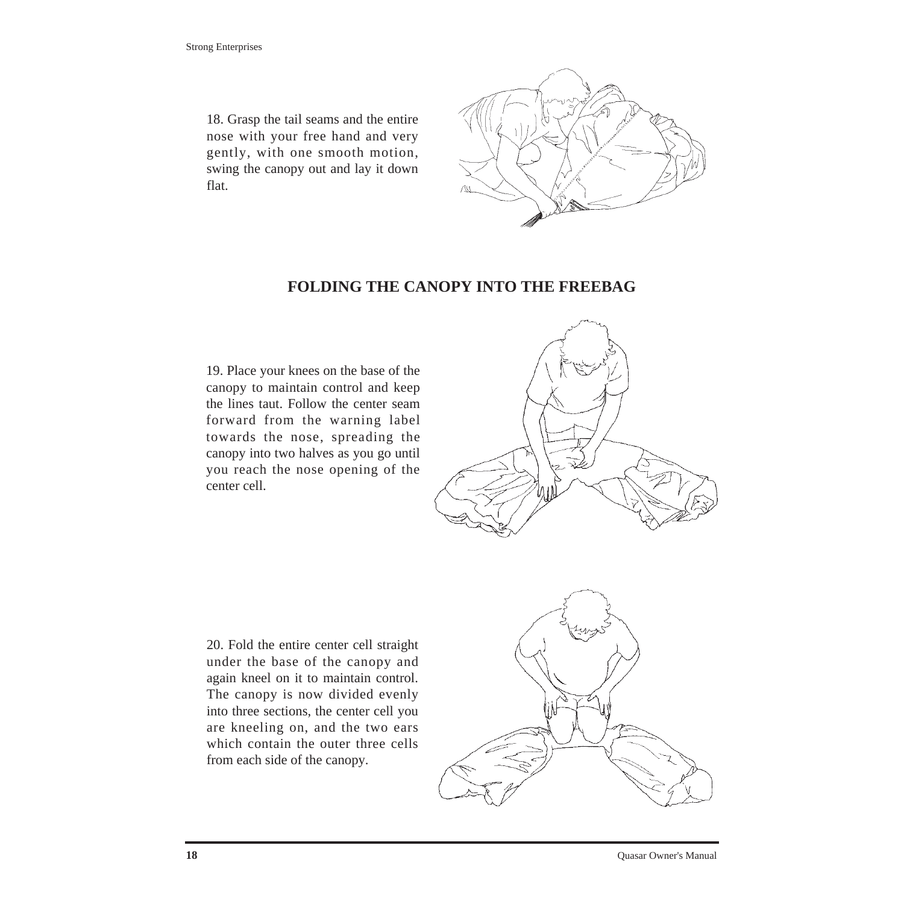18. Grasp the tail seams and the entire nose with your free hand and very gently, with one smooth motion, swing the canopy out and lay it down flat.

## FOLDING THE CANOPY INTO THE FREEBAG

19. Place your knees on the base of the canopy to maintain control and keep the lines taut. Follow the center seam forward from the warning label towards the nose, spreading the canopy into two halves as you go until you reach the nose opening of the center cell.

20. Fold the entire center cell straight under the base of the canopy and again kneel on it to maintain control. The canopy is now divided evenly into three sections, the center cell you are kneeling on, and the two ears which contain the outer three cells from each side of the canopy.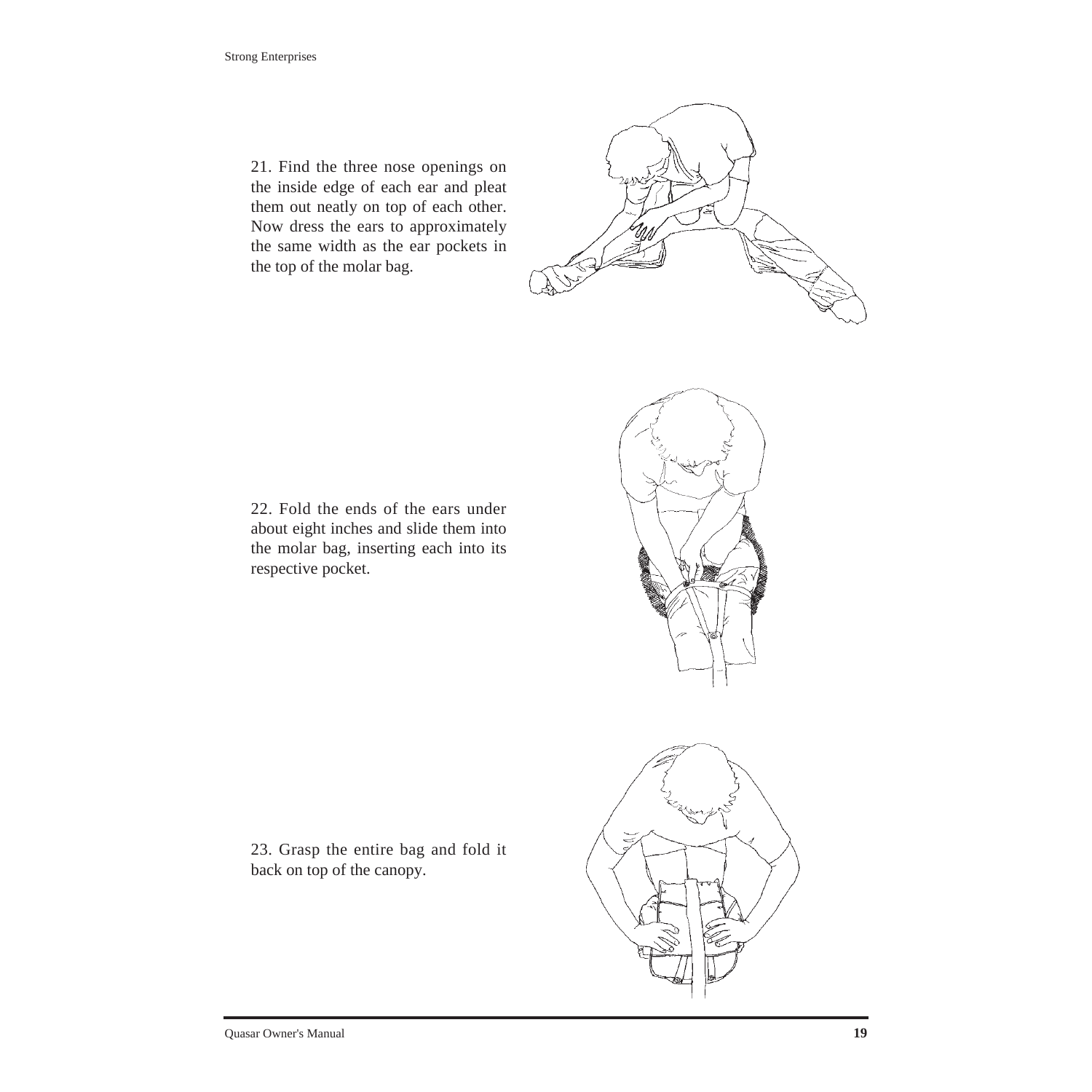21. Find the three nose openings on the inside edge of each ear and pleat them out neatly on top of each other. Now dress the ears to approximately the same width as the ear pockets in the top of the molar bag.

22. Fold the ends of the ears under about eight inches and slide them into the molar bag, inserting each into its respective pocket.

23. Grasp the entire bag and fold it back on top of the canopy.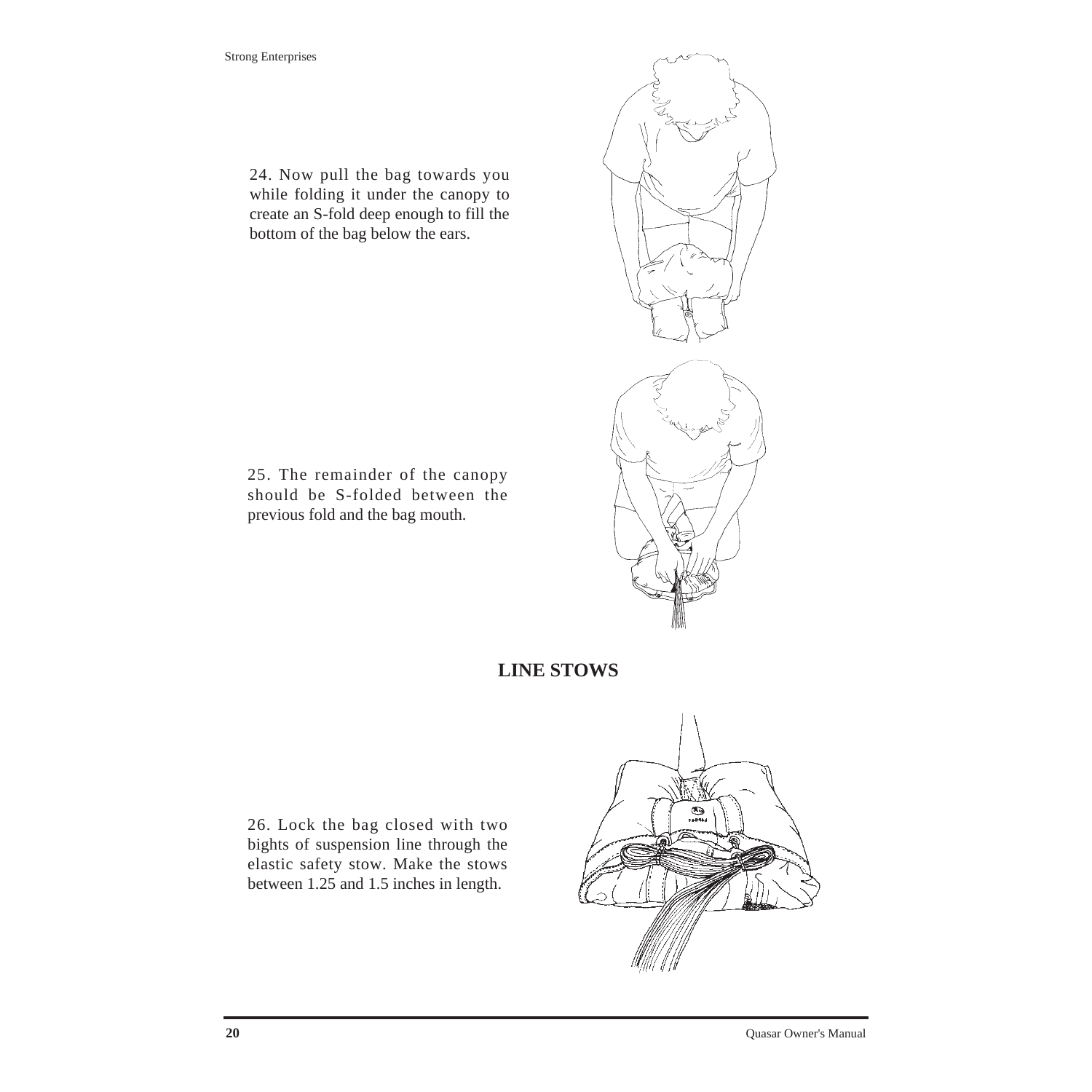24. Now pull the bag towards you while folding it under the canopy to create an S-fold deep enough to fill the bottom of the bag below the ears.

25. The remainder of the canopy should be S-folded between the previous fold and the bag mouth.

## LINE STOWS

26. Lock the bag closed with two bights of suspension line through the elastic safety stow. Make the stows between 1.25 and 1.5 inches in length.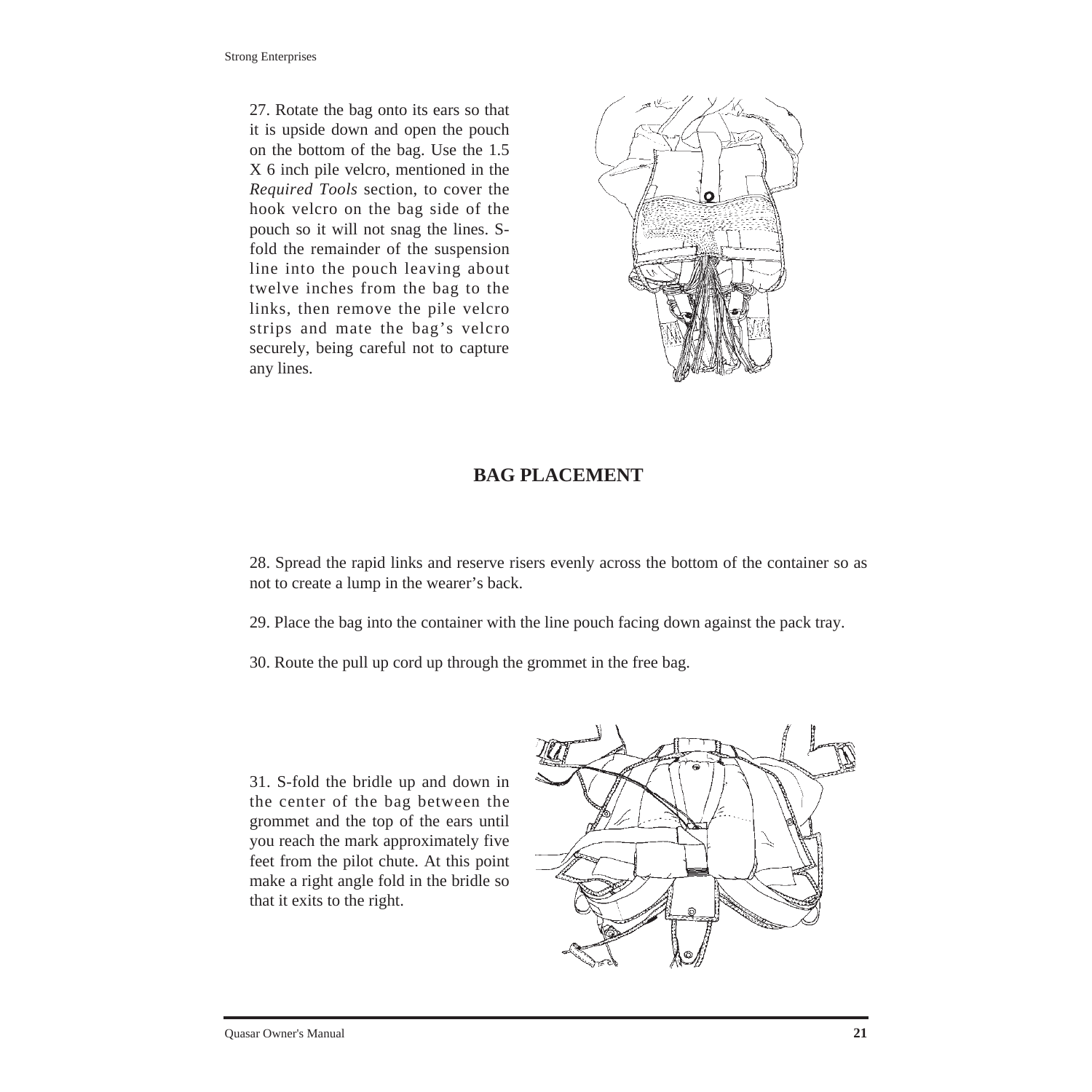27. Rotate the bag onto its ears so that it is upside down and open the pouch on the bottom of the bag. Use the 1.5 X 6 inch pile velcro, mentioned in the *Required Tools* section, to cover the hook velcro on the bag side of the pouch so it will not snag the lines. S-fold the remainder of the suspension line into the pouch leaving about twelve inches from the bag to the links, then remove the pile velcro strips and mate the bag's velcro securely, being careful not to capture any lines.

## BAG PLACEMENT

28. Spread the rapid links and reserve risers evenly across the bottom of the container so as not to create a lump in the wearer's back.

29. Place the bag into the container with the line pouch facing down against the pack tray.

30. Route the pull up cord up through the grommet in the free bag.

31. S-fold the bridle up and down in the center of the bag between the grommet and the top of the ears until you reach the mark approximately five feet from the pilot chute. At this point make a right angle fold in the bridle so that it exits to the right.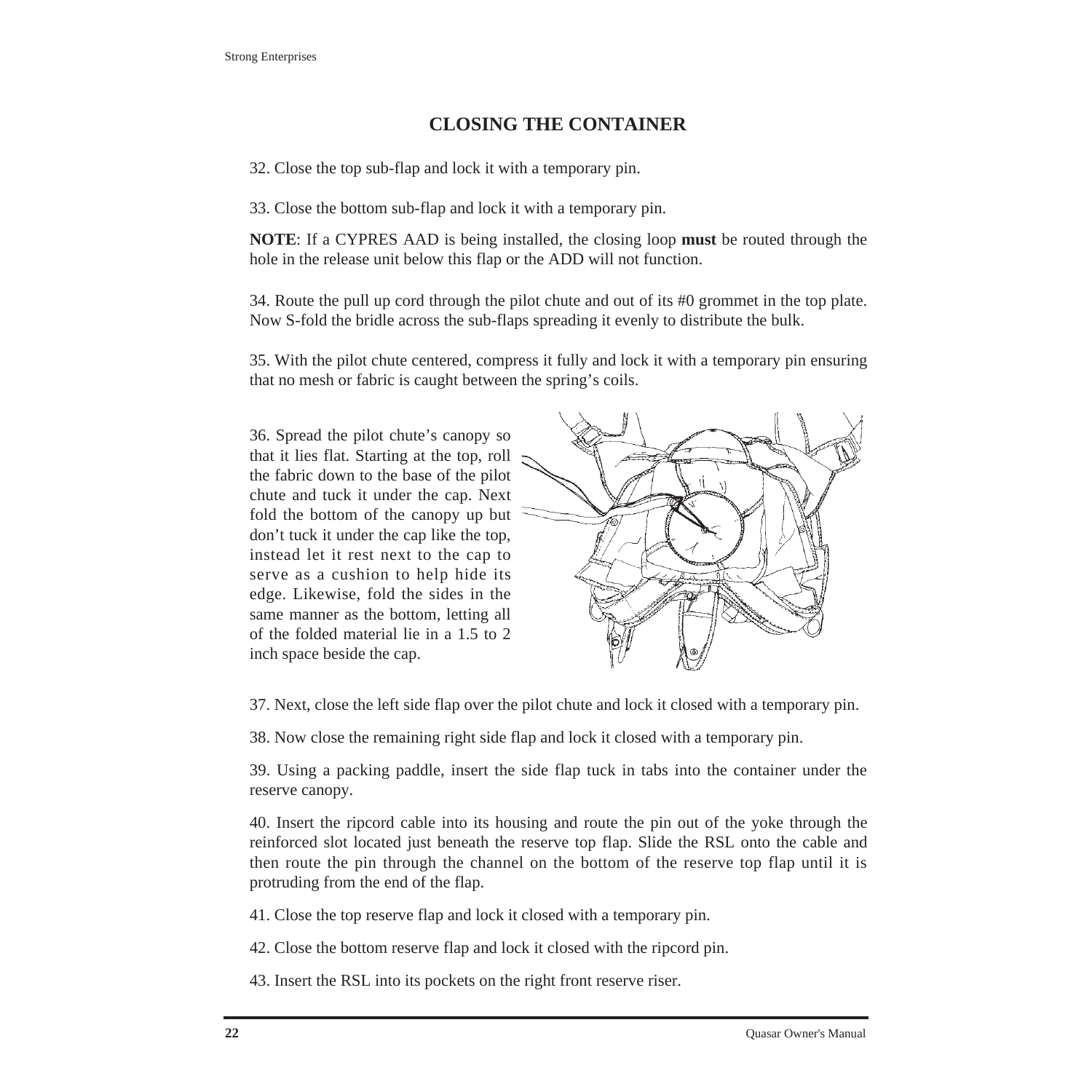# CLOSING THE CONTAINER

32. Close the top sub-flap and lock it with a temporary pin.

33. Close the bottom sub-flap and lock it with a temporary pin.

**NOTE**: If a CYPRES AAD is being installed, the closing loop **must** be routed through the hole in the release unit below this flap or the ADD will not function.

34. Route the pull up cord through the pilot chute and out of its #0 grommet in the top plate. Now S-fold the bridle across the sub-flaps spreading it evenly to distribute the bulk.

35. With the pilot chute centered, compress it fully and lock it with a temporary pin ensuring that no mesh or fabric is caught between the spring's coils.

36. Spread the pilot chute's canopy so that it lies flat. Starting at the top, roll the fabric down to the base of the pilot chute and tuck it under the cap. Next fold the bottom of the canopy up but don't tuck it under the cap like the top, instead let it rest next to the cap to serve as a cushion to help hide its edge. Likewise, fold the sides in the same manner as the bottom, letting all of the folded material lie in a 1.5 to 2 inch space beside the cap.

37. Next, close the left side flap over the pilot chute and lock it closed with a temporary pin.

38. Now close the remaining right side flap and lock it closed with a temporary pin.

39. Using a packing paddle, insert the side flap tuck in tabs into the container under the reserve canopy.

40. Insert the ripcord cable into its housing and route the pin out of the yoke through the reinforced slot located just beneath the reserve top flap. Slide the RSL onto the cable and then route the pin through the channel on the bottom of the reserve top flap until it is protruding from the end of the flap.

41. Close the top reserve flap and lock it closed with a temporary pin.

42. Close the bottom reserve flap and lock it closed with the ripcord pin.

43. Insert the RSL into its pockets on the right front reserve riser.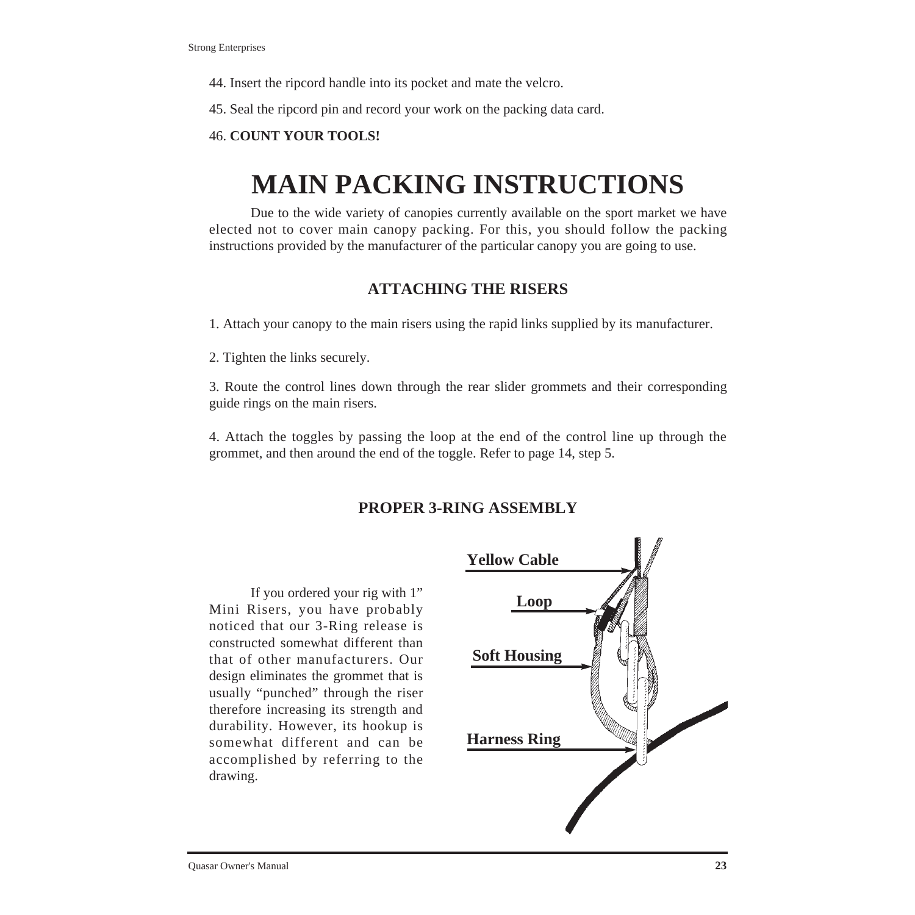44. Insert the ripcord handle into its pocket and mate the velcro.

45. Seal the ripcord pin and record your work on the packing data card.

46. **COUNT YOUR TOOLS!**

# MAIN PACKING INSTRUCTIONS

Due to the wide variety of canopies currently available on the sport market we have elected not to cover main canopy packing. For this, you should follow the packing instructions provided by the manufacturer of the particular canopy you are going to use.

## ATTACHING THE RISERS

1. Attach your canopy to the main risers using the rapid links supplied by its manufacturer.

2. Tighten the links securely.

3. Route the control lines down through the rear slider grommets and their corresponding guide rings on the main risers.

4. Attach the toggles by passing the loop at the end of the control line up through the grommet, and then around the end of the toggle. Refer to page 14, step 5.

## PROPER 3-RING ASSEMBLY

If you ordered your rig with 1" Mini Risers, you have probably noticed that our 3-Ring release is constructed somewhat different than that of other manufacturers. Our design eliminates the grommet that is usually "punched" through the riser therefore increasing its strength and durability. However, its hookup is somewhat different and can be accomplished by referring to the drawing.

Yellow Cable

Loop

Soft Housing

Harness Ring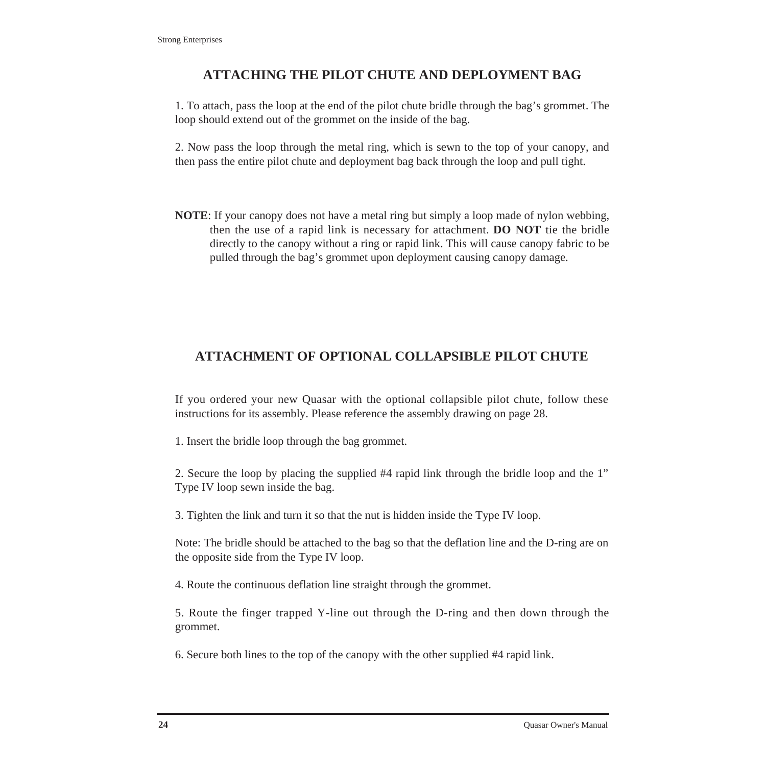## ATTACHING THE PILOT CHUTE AND DEPLOYMENT BAG

1. To attach, pass the loop at the end of the pilot chute bridle through the bag's grommet. The loop should extend out of the grommet on the inside of the bag.

2. Now pass the loop through the metal ring, which is sewn to the top of your canopy, and then pass the entire pilot chute and deployment bag back through the loop and pull tight.

**NOTE**: If your canopy does not have a metal ring but simply a loop made of nylon webbing, then the use of a rapid link is necessary for attachment. **DO NOT** tie the bridle directly to the canopy without a ring or rapid link. This will cause canopy fabric to be pulled through the bag's grommet upon deployment causing canopy damage.

## ATTACHMENT OF OPTIONAL COLLAPSIBLE PILOT CHUTE

If you ordered your new Quasar with the optional collapsible pilot chute, follow these instructions for its assembly. Please reference the assembly drawing on page 28.

1. Insert the bridle loop through the bag grommet.

2. Secure the loop by placing the supplied #4 rapid link through the bridle loop and the 1" Type IV loop sewn inside the bag.

3. Tighten the link and turn it so that the nut is hidden inside the Type IV loop.

Note: The bridle should be attached to the bag so that the deflation line and the D-ring are on the opposite side from the Type IV loop.

4. Route the continuous deflation line straight through the grommet.

5. Route the finger trapped Y-line out through the D-ring and then down through the grommet.

6. Secure both lines to the top of the canopy with the other supplied #4 rapid link.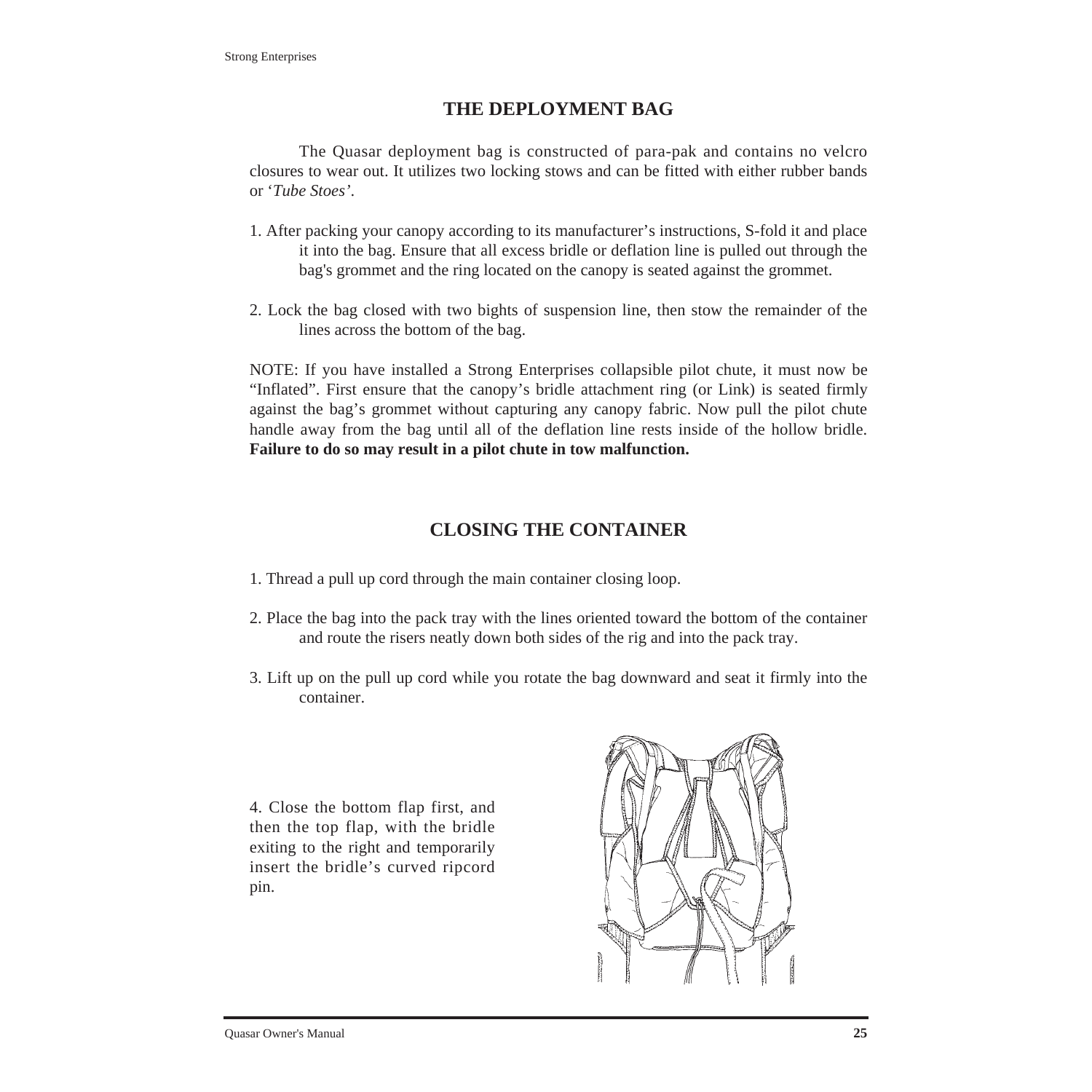## THE DEPLOYMENT BAG

The Quasar deployment bag is constructed of para-pak and contains no velcro closures to wear out. It utilizes two locking stows and can be fitted with either rubber bands or '*Tube Stoes*'.

1. After packing your canopy according to its manufacturer's instructions, S-fold it and place it into the bag. Ensure that all excess bridle or deflation line is pulled out through the bag's grommet and the ring located on the canopy is seated against the grommet.

2. Lock the bag closed with two bights of suspension line, then stow the remainder of the lines across the bottom of the bag.

NOTE: If you have installed a Strong Enterprises collapsible pilot chute, it must now be "Inflated". First ensure that the canopy's bridle attachment ring (or Link) is seated firmly against the bag's grommet without capturing any canopy fabric. Now pull the pilot chute handle away from the bag until all of the deflation line rests inside of the hollow bridle. **Failure to do so may result in a pilot chute in tow malfunction.**

## CLOSING THE CONTAINER

1. Thread a pull up cord through the main container closing loop.

2. Place the bag into the pack tray with the lines oriented toward the bottom of the container and route the risers neatly down both sides of the rig and into the pack tray.

3. Lift up on the pull up cord while you rotate the bag downward and seat it firmly into the container.

4. Close the bottom flap first, and then the top flap, with the bridle exiting to the right and temporarily insert the bridle's curved ripcord pin.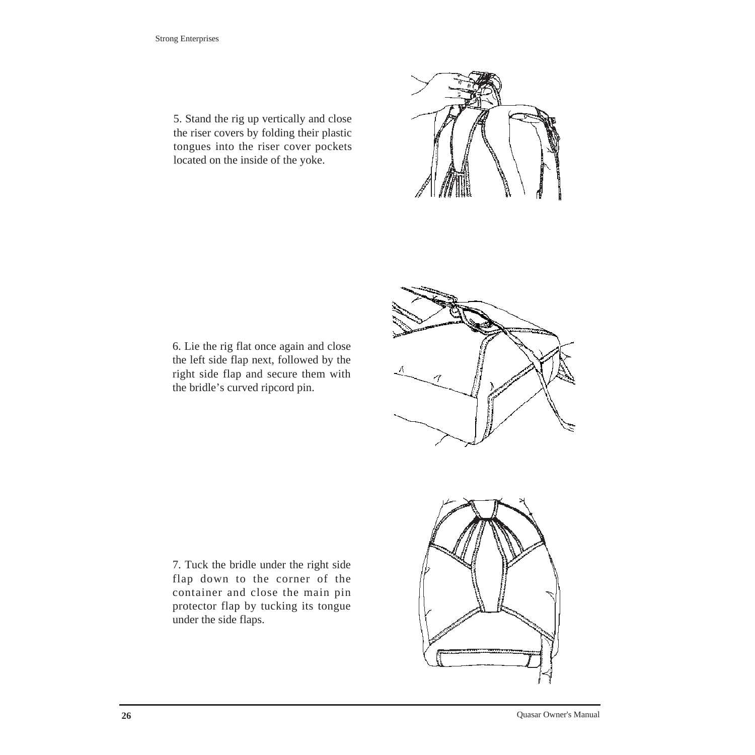5. Stand the rig up vertically and close the riser covers by folding their plastic tongues into the riser cover pockets located on the inside of the yoke.

6. Lie the rig flat once again and close the left side flap next, followed by the right side flap and secure them with the bridle's curved ripcord pin.

7. Tuck the bridle under the right side flap down to the corner of the container and close the main pin protector flap by tucking its tongue under the side flaps.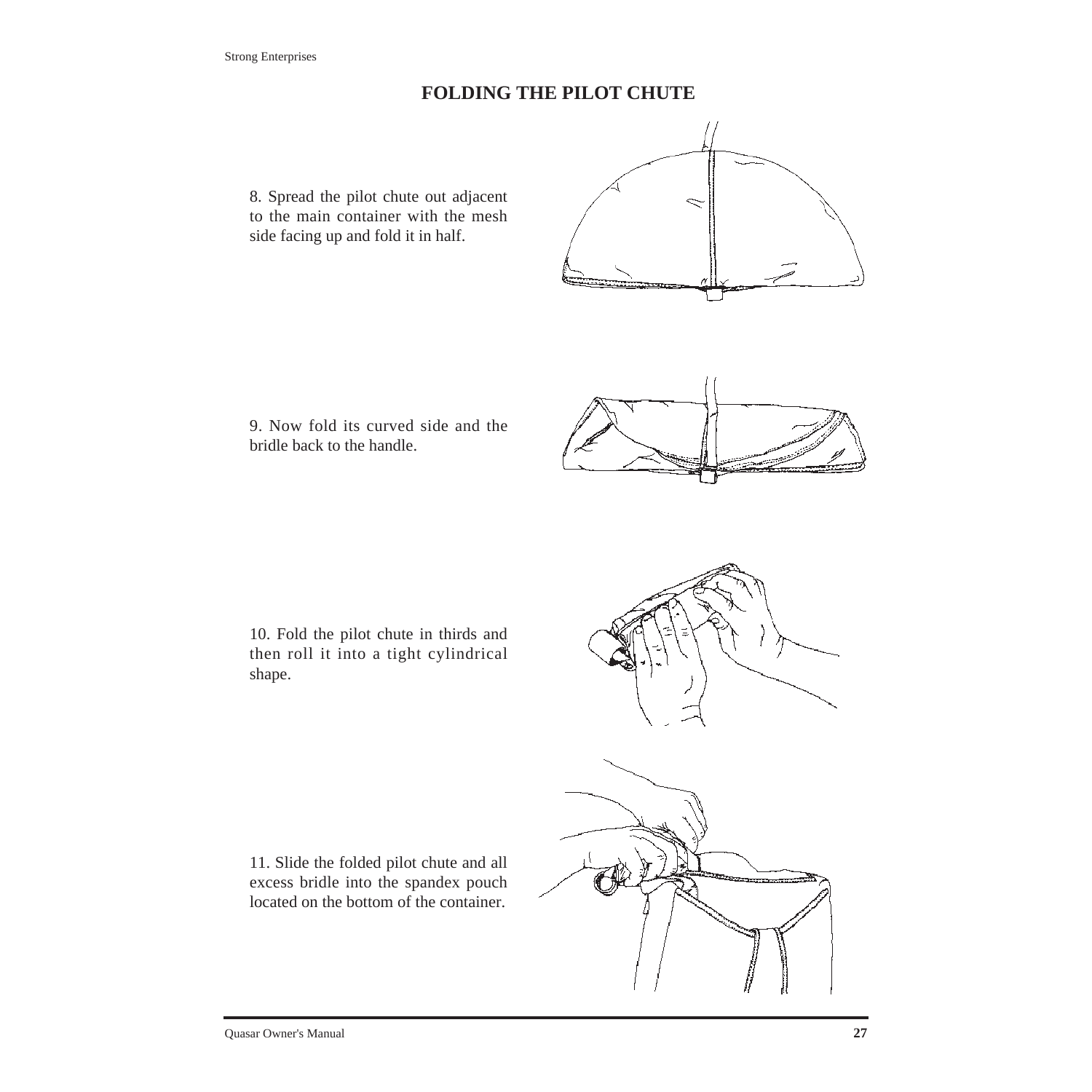# FOLDING THE PILOT CHUTE

8. Spread the pilot chute out adjacent to the main container with the mesh side facing up and fold it in half.

9. Now fold its curved side and the bridle back to the handle.

10. Fold the pilot chute in thirds and then roll it into a tight cylindrical shape.

11. Slide the folded pilot chute and all excess bridle into the spandex pouch located on the bottom of the container.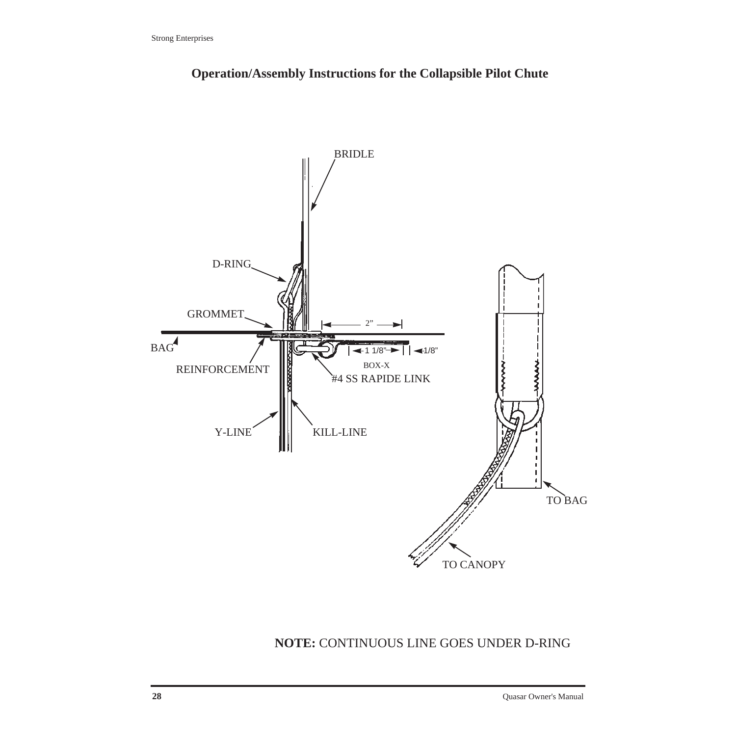## Operation/Assembly Instructions for the Collapsible Pilot Chute

BRIDLE

D-RING

GROMMET

2"

BAG

1 1/8"

1/8"

BOX-X

REINFORCEMENT

#4 SS RAPIDE LINK

Y-LINE

KILL-LINE

TO BAG

TO CANOPY

**NOTE:** CONTINUOUS LINE GOES UNDER D-RING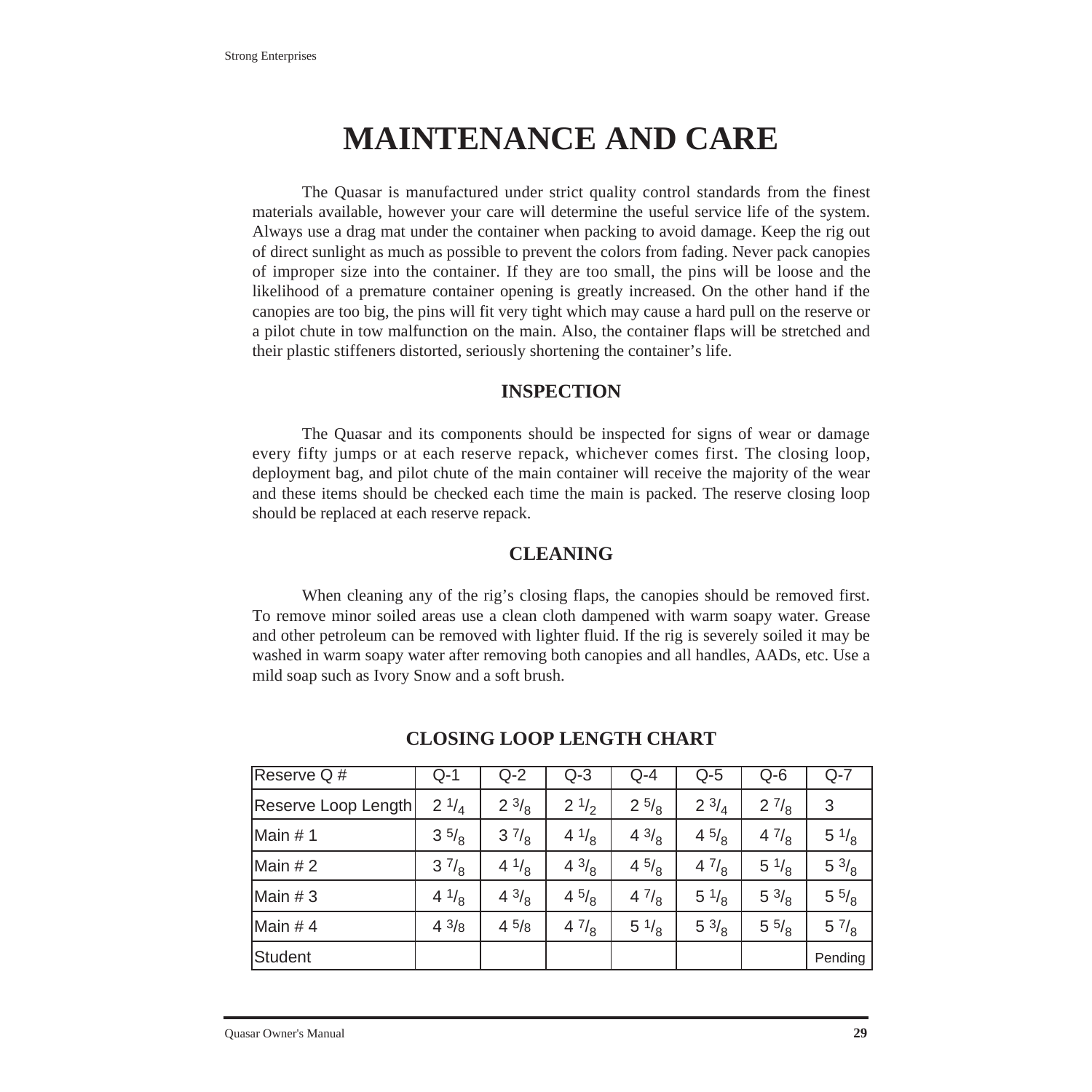# MAINTENANCE AND CARE

The Quasar is manufactured under strict quality control standards from the finest materials available, however your care will determine the useful service life of the system. Always use a drag mat under the container when packing to avoid damage. Keep the rig out of direct sunlight as much as possible to prevent the colors from fading. Never pack canopies of improper size into the container. If they are too small, the pins will be loose and the likelihood of a premature container opening is greatly increased. On the other hand if the canopies are too big, the pins will fit very tight which may cause a hard pull on the reserve or a pilot chute in tow malfunction on the main. Also, the container flaps will be stretched and their plastic stiffeners distorted, seriously shortening the container's life.

## INSPECTION

The Quasar and its components should be inspected for signs of wear or damage every fifty jumps or at each reserve repack, whichever comes first. The closing loop, deployment bag, and pilot chute of the main container will receive the majority of the wear and these items should be checked each time the main is packed. The reserve closing loop should be replaced at each reserve repack.

## CLEANING

When cleaning any of the rig's closing flaps, the canopies should be removed first. To remove minor soiled areas use a clean cloth dampened with warm soapy water. Grease and other petroleum can be removed with lighter fluid. If the rig is severely soiled it may be washed in warm soapy water after removing both canopies and all handles, AADs, etc. Use a mild soap such as Ivory Snow and a soft brush.

## CLOSING LOOP LENGTH CHART

| Reserve Q # | Q-1 | Q-2 | Q-3 | Q-4 | Q-5 | Q-6 | Q-7 |
|---|---|---|---|---|---|---|---|
| Reserve Loop Length | 2 1/4 | 2 3/8 | 2 1/2 | 2 5/8 | 2 3/4 | 2 7/8 | 3 |
| Main # 1 | 3 5/8 | 3 7/8 | 4 1/8 | 4 3/8 | 4 5/8 | 4 7/8 | 5 1/8 |
| Main # 2 | 3 7/8 | 4 1/8 | 4 3/8 | 4 5/8 | 4 7/8 | 5 1/8 | 5 3/8 |
| Main # 3 | 4 1/8 | 4 3/8 | 4 5/8 | 4 7/8 | 5 1/8 | 5 3/8 | 5 5/8 |
| Main # 4 | 4 3/8 | 4 5/8 | 4 7/8 | 5 1/8 | 5 3/8 | 5 5/8 | 5 7/8 |
| Student | | | | | | | Pending |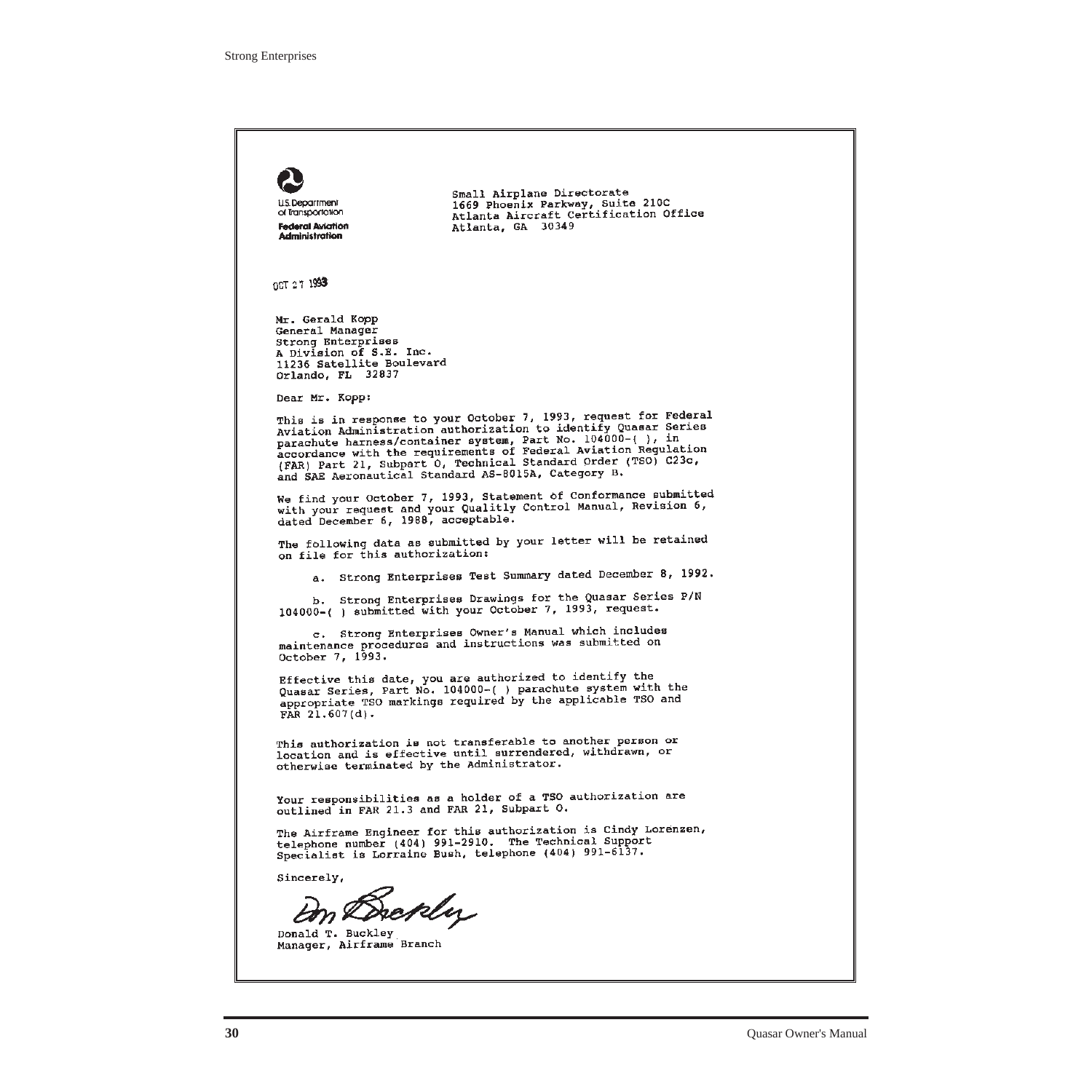U.S. Department of Transportation

**Federal Aviation Administration**

Small Airplane Directorate
1669 Phoenix Parkway, Suite 210C
Atlanta Aircraft Certification Office
Atlanta, GA 30349

OCT 27 1993

Mr. Gerald Kopp
General Manager
Strong Enterprises
A Division of S.E. Inc.
11236 Satellite Boulevard
Orlando, FL 32837

Dear Mr. Kopp:

This is in response to your October 7, 1993, request for Federal Aviation Administration authorization to identify Quasar Series parachute harness/container system, Part No. 104000-( ), in accordance with the requirements of Federal Aviation Regulation (FAR) Part 21, Subpart O, Technical Standard Order (TSO) C23c, and SAE Aeronautical Standard AS-8015A, Category B.

We find your October 7, 1993, Statement of Conformance submitted with your request and your Qualitly Control Manual, Revision 6, dated December 6, 1988, acceptable.

The following data as submitted by your letter will be retained on file for this authorization:

a. Strong Enterprises Test Summary dated December 8, 1992.

b. Strong Enterprises Drawings for the Quasar Series P/N 104000-( ) submitted with your October 7, 1993, request.

c. Strong Enterprises Owner's Manual which includes maintenance procedures and instructions was submitted on October 7, 1993.

Effective this date, you are authorized to identify the Quasar Series, Part No. 104000-( ) parachute system with the appropriate TSO markings required by the applicable TSO and FAR 21.607(d).

This authorization is not transferable to another person or location and is effective until surrendered, withdrawn, or otherwise terminated by the Administrator.

Your responsibilities as a holder of a TSO authorization are outlined in FAR 21.3 and FAR 21, Subpart O.

The Airframe Engineer for this authorization is Cindy Lorenzen, telephone number (404) 991-2910. The Technical Support Specialist is Lorraine Bush, telephone (404) 991-6137.

Sincerely,

Donald T. Buckley
Manager, Airframe Branch